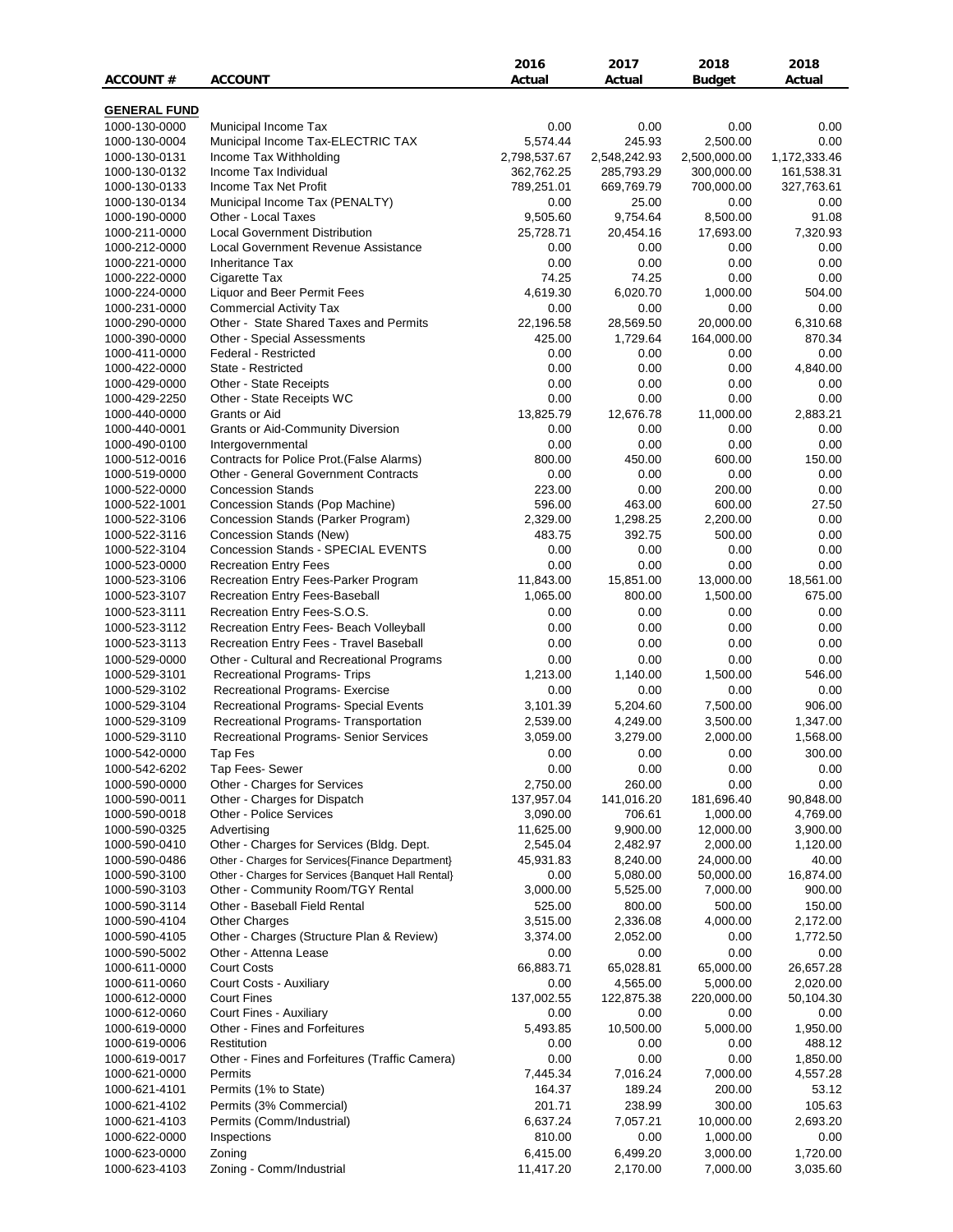| ACCOUNT # | ACCOUNT | 2016 Actual | 2017 Actual | 2018 Budget | 2018 Actual |
|---|---|---|---|---|---|
| **GENERAL FUND** | | | | | |
| 1000-130-0000 | Municipal Income Tax | 0.00 | 0.00 | 0.00 | 0.00 |
| 1000-130-0004 | Municipal Income Tax-ELECTRIC TAX | 5,574.44 | 245.93 | 2,500.00 | 0.00 |
| 1000-130-0131 | Income Tax Withholding | 2,798,537.67 | 2,548,242.93 | 2,500,000.00 | 1,172,333.46 |
| 1000-130-0132 | Income Tax Individual | 362,762.25 | 285,793.29 | 300,000.00 | 161,538.31 |
| 1000-130-0133 | Income Tax Net Profit | 789,251.01 | 669,769.79 | 700,000.00 | 327,763.61 |
| 1000-130-0134 | Municipal Income Tax (PENALTY) | 0.00 | 25.00 | 0.00 | 0.00 |
| 1000-190-0000 | Other - Local Taxes | 9,505.60 | 9,754.64 | 8,500.00 | 91.08 |
| 1000-211-0000 | Local Government Distribution | 25,728.71 | 20,454.16 | 17,693.00 | 7,320.93 |
| 1000-212-0000 | Local Government Revenue Assistance | 0.00 | 0.00 | 0.00 | 0.00 |
| 1000-221-0000 | Inheritance Tax | 0.00 | 0.00 | 0.00 | 0.00 |
| 1000-222-0000 | Cigarette Tax | 74.25 | 74.25 | 0.00 | 0.00 |
| 1000-224-0000 | Liquor and Beer Permit Fees | 4,619.30 | 6,020.70 | 1,000.00 | 504.00 |
| 1000-231-0000 | Commercial Activity Tax | 0.00 | 0.00 | 0.00 | 0.00 |
| 1000-290-0000 | Other - State Shared Taxes and Permits | 22,196.58 | 28,569.50 | 20,000.00 | 6,310.68 |
| 1000-390-0000 | Other - Special Assessments | 425.00 | 1,729.64 | 164,000.00 | 870.34 |
| 1000-411-0000 | Federal - Restricted | 0.00 | 0.00 | 0.00 | 0.00 |
| 1000-422-0000 | State - Restricted | 0.00 | 0.00 | 0.00 | 4,840.00 |
| 1000-429-0000 | Other - State Receipts | 0.00 | 0.00 | 0.00 | 0.00 |
| 1000-429-2250 | Other - State Receipts WC | 0.00 | 0.00 | 0.00 | 0.00 |
| 1000-440-0000 | Grants or Aid | 13,825.79 | 12,676.78 | 11,000.00 | 2,883.21 |
| 1000-440-0001 | Grants or Aid-Community Diversion | 0.00 | 0.00 | 0.00 | 0.00 |
| 1000-490-0100 | Intergovernmental | 0.00 | 0.00 | 0.00 | 0.00 |
| 1000-512-0016 | Contracts for Police Prot.(False Alarms) | 800.00 | 450.00 | 600.00 | 150.00 |
| 1000-519-0000 | Other - General Government Contracts | 0.00 | 0.00 | 0.00 | 0.00 |
| 1000-522-0000 | Concession Stands | 223.00 | 0.00 | 200.00 | 0.00 |
| 1000-522-1001 | Concession Stands (Pop Machine) | 596.00 | 463.00 | 600.00 | 27.50 |
| 1000-522-3106 | Concession Stands (Parker Program) | 2,329.00 | 1,298.25 | 2,200.00 | 0.00 |
| 1000-522-3116 | Concession Stands (New) | 483.75 | 392.75 | 500.00 | 0.00 |
| 1000-522-3104 | Concession Stands - SPECIAL EVENTS | 0.00 | 0.00 | 0.00 | 0.00 |
| 1000-523-0000 | Recreation Entry Fees | 0.00 | 0.00 | 0.00 | 0.00 |
| 1000-523-3106 | Recreation Entry Fees-Parker Program | 11,843.00 | 15,851.00 | 13,000.00 | 18,561.00 |
| 1000-523-3107 | Recreation Entry Fees-Baseball | 1,065.00 | 800.00 | 1,500.00 | 675.00 |
| 1000-523-3111 | Recreation Entry Fees-S.O.S. | 0.00 | 0.00 | 0.00 | 0.00 |
| 1000-523-3112 | Recreation Entry Fees- Beach Volleyball | 0.00 | 0.00 | 0.00 | 0.00 |
| 1000-523-3113 | Recreation Entry Fees - Travel Baseball | 0.00 | 0.00 | 0.00 | 0.00 |
| 1000-529-0000 | Other - Cultural and Recreational Programs | 0.00 | 0.00 | 0.00 | 0.00 |
| 1000-529-3101 | Recreational Programs- Trips | 1,213.00 | 1,140.00 | 1,500.00 | 546.00 |
| 1000-529-3102 | Recreational Programs- Exercise | 0.00 | 0.00 | 0.00 | 0.00 |
| 1000-529-3104 | Recreational Programs- Special Events | 3,101.39 | 5,204.60 | 7,500.00 | 906.00 |
| 1000-529-3109 | Recreational Programs- Transportation | 2,539.00 | 4,249.00 | 3,500.00 | 1,347.00 |
| 1000-529-3110 | Recreational Programs- Senior Services | 3,059.00 | 3,279.00 | 2,000.00 | 1,568.00 |
| 1000-542-0000 | Tap Fes | 0.00 | 0.00 | 0.00 | 300.00 |
| 1000-542-6202 | Tap Fees- Sewer | 0.00 | 0.00 | 0.00 | 0.00 |
| 1000-590-0000 | Other - Charges for Services | 2,750.00 | 260.00 | 0.00 | 0.00 |
| 1000-590-0011 | Other - Charges for Dispatch | 137,957.04 | 141,016.20 | 181,696.40 | 90,848.00 |
| 1000-590-0018 | Other - Police Services | 3,090.00 | 706.61 | 1,000.00 | 4,769.00 |
| 1000-590-0325 | Advertising | 11,625.00 | 9,900.00 | 12,000.00 | 3,900.00 |
| 1000-590-0410 | Other - Charges for Services (Bldg. Dept. | 2,545.04 | 2,482.97 | 2,000.00 | 1,120.00 |
| 1000-590-0486 | Other - Charges for Services{Finance Department} | 45,931.83 | 8,240.00 | 24,000.00 | 40.00 |
| 1000-590-3100 | Other - Charges for Services {Banquet Hall Rental} | 0.00 | 5,080.00 | 50,000.00 | 16,874.00 |
| 1000-590-3103 | Other - Community Room/TGY Rental | 3,000.00 | 5,525.00 | 7,000.00 | 900.00 |
| 1000-590-3114 | Other - Baseball Field Rental | 525.00 | 800.00 | 500.00 | 150.00 |
| 1000-590-4104 | Other Charges | 3,515.00 | 2,336.08 | 4,000.00 | 2,172.00 |
| 1000-590-4105 | Other - Charges (Structure Plan & Review) | 3,374.00 | 2,052.00 | 0.00 | 1,772.50 |
| 1000-590-5002 | Other - Attenna Lease | 0.00 | 0.00 | 0.00 | 0.00 |
| 1000-611-0000 | Court Costs | 66,883.71 | 65,028.81 | 65,000.00 | 26,657.28 |
| 1000-611-0060 | Court Costs - Auxiliary | 0.00 | 4,565.00 | 5,000.00 | 2,020.00 |
| 1000-612-0000 | Court Fines | 137,002.55 | 122,875.38 | 220,000.00 | 50,104.30 |
| 1000-612-0060 | Court Fines - Auxiliary | 0.00 | 0.00 | 0.00 | 0.00 |
| 1000-619-0000 | Other - Fines and Forfeitures | 5,493.85 | 10,500.00 | 5,000.00 | 1,950.00 |
| 1000-619-0006 | Restitution | 0.00 | 0.00 | 0.00 | 488.12 |
| 1000-619-0017 | Other - Fines and Forfeitures (Traffic Camera) | 0.00 | 0.00 | 0.00 | 1,850.00 |
| 1000-621-0000 | Permits | 7,445.34 | 7,016.24 | 7,000.00 | 4,557.28 |
| 1000-621-4101 | Permits (1% to State) | 164.37 | 189.24 | 200.00 | 53.12 |
| 1000-621-4102 | Permits (3% Commercial) | 201.71 | 238.99 | 300.00 | 105.63 |
| 1000-621-4103 | Permits (Comm/Industrial) | 6,637.24 | 7,057.21 | 10,000.00 | 2,693.20 |
| 1000-622-0000 | Inspections | 810.00 | 0.00 | 1,000.00 | 0.00 |
| 1000-623-0000 | Zoning | 6,415.00 | 6,499.20 | 3,000.00 | 1,720.00 |
| 1000-623-4103 | Zoning - Comm/Industrial | 11,417.20 | 2,170.00 | 7,000.00 | 3,035.60 |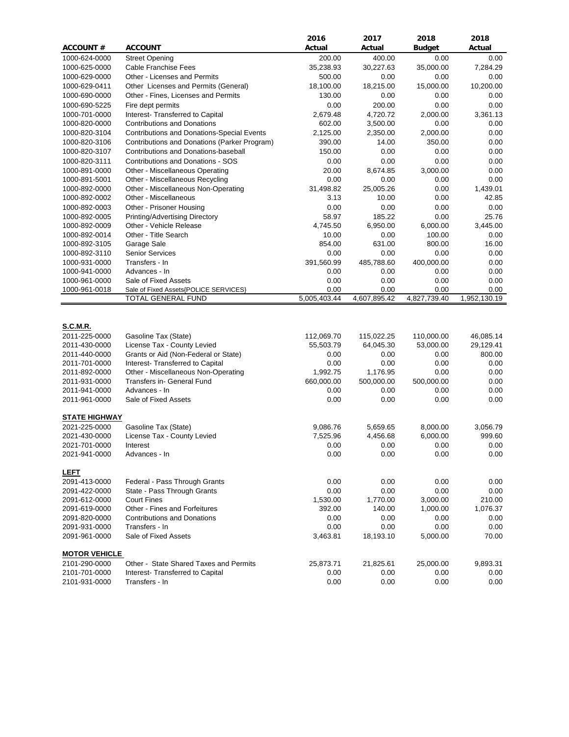| ACCOUNT # | ACCOUNT | 2016 Actual | 2017 Actual | 2018 Budget | 2018 Actual |
|---|---|---|---|---|---|
| 1000-624-0000 | Street Opening | 200.00 | 400.00 | 0.00 | 0.00 |
| 1000-625-0000 | Cable Franchise Fees | 35,238.93 | 30,227.63 | 35,000.00 | 7,284.29 |
| 1000-629-0000 | Other - Licenses and Permits | 500.00 | 0.00 | 0.00 | 0.00 |
| 1000-629-0411 | Other Licenses and Permits (General) | 18,100.00 | 18,215.00 | 15,000.00 | 10,200.00 |
| 1000-690-0000 | Other - Fines, Licenses and Permits | 130.00 | 0.00 | 0.00 | 0.00 |
| 1000-690-5225 | Fire dept permits | 0.00 | 200.00 | 0.00 | 0.00 |
| 1000-701-0000 | Interest- Transferred to Capital | 2,679.48 | 4,720.72 | 2,000.00 | 3,361.13 |
| 1000-820-0000 | Contributions and Donations | 602.00 | 3,500.00 | 0.00 | 0.00 |
| 1000-820-3104 | Contributions and Donations-Special Events | 2,125.00 | 2,350.00 | 2,000.00 | 0.00 |
| 1000-820-3106 | Contributions and Donations (Parker Program) | 390.00 | 14.00 | 350.00 | 0.00 |
| 1000-820-3107 | Contributions and Donations-baseball | 150.00 | 0.00 | 0.00 | 0.00 |
| 1000-820-3111 | Contributions and Donations - SOS | 0.00 | 0.00 | 0.00 | 0.00 |
| 1000-891-0000 | Other - Miscellaneous Operating | 20.00 | 8,674.85 | 3,000.00 | 0.00 |
| 1000-891-5001 | Other - Miscellaneous Recycling | 0.00 | 0.00 | 0.00 | 0.00 |
| 1000-892-0000 | Other - Miscellaneous Non-Operating | 31,498.82 | 25,005.26 | 0.00 | 1,439.01 |
| 1000-892-0002 | Other - Miscellaneous | 3.13 | 10.00 | 0.00 | 42.85 |
| 1000-892-0003 | Other - Prisoner Housing | 0.00 | 0.00 | 0.00 | 0.00 |
| 1000-892-0005 | Printing/Advertising Directory | 58.97 | 185.22 | 0.00 | 25.76 |
| 1000-892-0009 | Other - Vehicle Release | 4,745.50 | 6,950.00 | 6,000.00 | 3,445.00 |
| 1000-892-0014 | Other - Title Search | 10.00 | 0.00 | 100.00 | 0.00 |
| 1000-892-3105 | Garage Sale | 854.00 | 631.00 | 800.00 | 16.00 |
| 1000-892-3110 | Senior Services | 0.00 | 0.00 | 0.00 | 0.00 |
| 1000-931-0000 | Transfers - In | 391,560.99 | 485,788.60 | 400,000.00 | 0.00 |
| 1000-941-0000 | Advances - In | 0.00 | 0.00 | 0.00 | 0.00 |
| 1000-961-0000 | Sale of Fixed Assets | 0.00 | 0.00 | 0.00 | 0.00 |
| 1000-961-0018 | Sale of Fixed Assets{POLICE SERVICES} | 0.00 | 0.00 | 0.00 | 0.00 |
| | TOTAL GENERAL FUND | 5,005,403.44 | 4,607,895.42 | 4,827,739.40 | 1,952,130.19 |

| ACCOUNT # | ACCOUNT | 2016 Actual | 2017 Actual | 2018 Budget | 2018 Actual |
|---|---|---|---|---|---|
| **S.C.M.R.** | | | | | |
| 2011-225-0000 | Gasoline Tax (State) | 112,069.70 | 115,022.25 | 110,000.00 | 46,085.14 |
| 2011-430-0000 | License Tax - County Levied | 55,503.79 | 64,045.30 | 53,000.00 | 29,129.41 |
| 2011-440-0000 | Grants or Aid (Non-Federal or State) | 0.00 | 0.00 | 0.00 | 800.00 |
| 2011-701-0000 | Interest- Transferred to Capital | 0.00 | 0.00 | 0.00 | 0.00 |
| 2011-892-0000 | Other - Miscellaneous Non-Operating | 1,992.75 | 1,176.95 | 0.00 | 0.00 |
| 2011-931-0000 | Transfers in- General Fund | 660,000.00 | 500,000.00 | 500,000.00 | 0.00 |
| 2011-941-0000 | Advances - In | 0.00 | 0.00 | 0.00 | 0.00 |
| 2011-961-0000 | Sale of Fixed Assets | 0.00 | 0.00 | 0.00 | 0.00 |
| **STATE HIGHWAY** | | | | | |
| 2021-225-0000 | Gasoline Tax (State) | 9,086.76 | 5,659.65 | 8,000.00 | 3,056.79 |
| 2021-430-0000 | License Tax - County Levied | 7,525.96 | 4,456.68 | 6,000.00 | 999.60 |
| 2021-701-0000 | Interest | 0.00 | 0.00 | 0.00 | 0.00 |
| 2021-941-0000 | Advances - In | 0.00 | 0.00 | 0.00 | 0.00 |
| **LEFT** | | | | | |
| 2091-413-0000 | Federal - Pass Through Grants | 0.00 | 0.00 | 0.00 | 0.00 |
| 2091-422-0000 | State - Pass Through Grants | 0.00 | 0.00 | 0.00 | 0.00 |
| 2091-612-0000 | Court Fines | 1,530.00 | 1,770.00 | 3,000.00 | 210.00 |
| 2091-619-0000 | Other - Fines and Forfeitures | 392.00 | 140.00 | 1,000.00 | 1,076.37 |
| 2091-820-0000 | Contributions and Donations | 0.00 | 0.00 | 0.00 | 0.00 |
| 2091-931-0000 | Transfers - In | 0.00 | 0.00 | 0.00 | 0.00 |
| 2091-961-0000 | Sale of Fixed Assets | 3,463.81 | 18,193.10 | 5,000.00 | 70.00 |
| **MOTOR VEHICLE** | | | | | |
| 2101-290-0000 | Other - State Shared Taxes and Permits | 25,873.71 | 21,825.61 | 25,000.00 | 9,893.31 |
| 2101-701-0000 | Interest- Transferred to Capital | 0.00 | 0.00 | 0.00 | 0.00 |
| 2101-931-0000 | Transfers - In | 0.00 | 0.00 | 0.00 | 0.00 |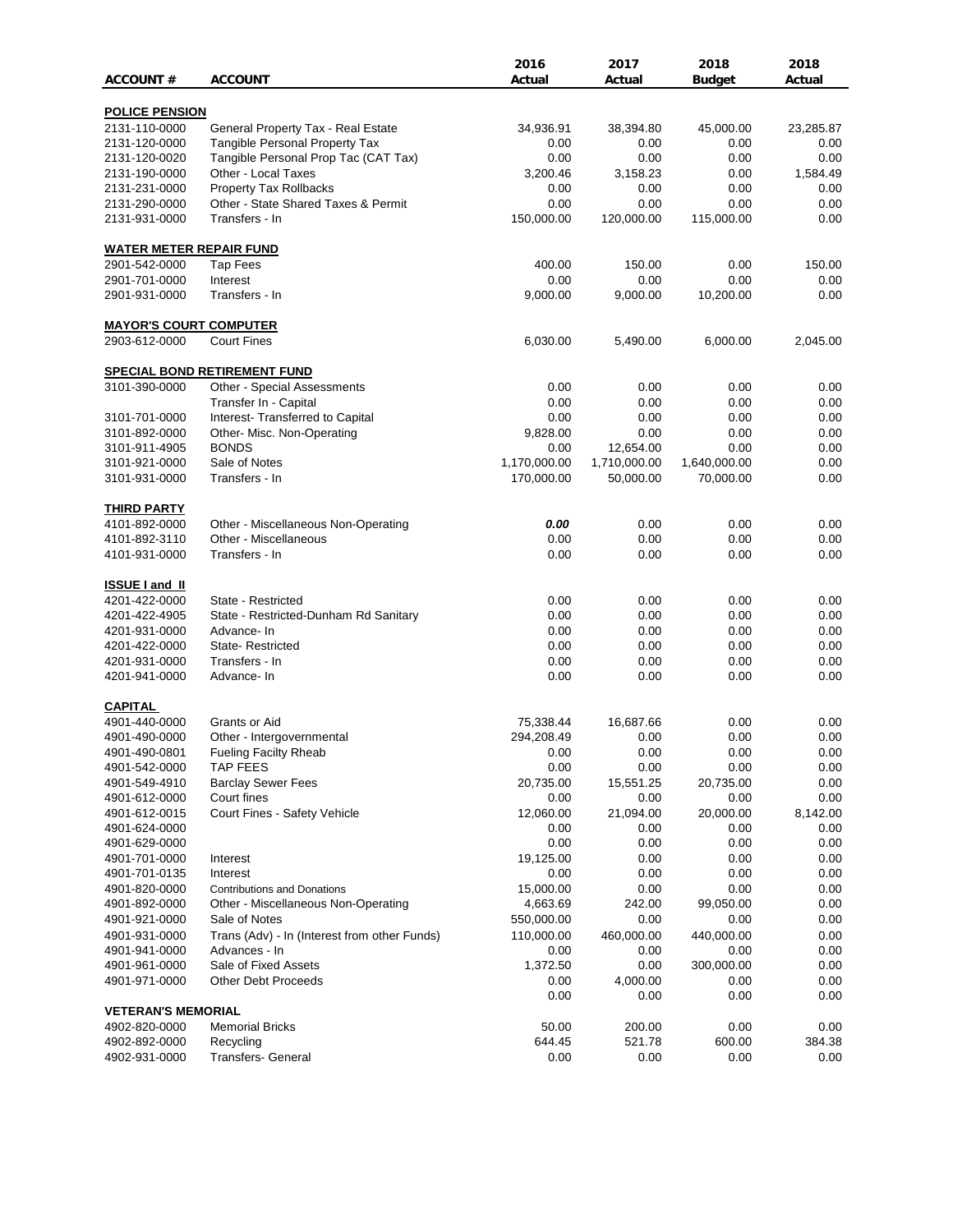| ACCOUNT # | ACCOUNT | 2016 Actual | 2017 Actual | 2018 Budget | 2018 Actual |
|---|---|---|---|---|---|
| **POLICE PENSION** | | | | | |
| 2131-110-0000 | General Property Tax - Real Estate | 34,936.91 | 38,394.80 | 45,000.00 | 23,285.87 |
| 2131-120-0000 | Tangible Personal Property Tax | 0.00 | 0.00 | 0.00 | 0.00 |
| 2131-120-0020 | Tangible Personal Prop Tac (CAT Tax) | 0.00 | 0.00 | 0.00 | 0.00 |
| 2131-190-0000 | Other - Local Taxes | 3,200.46 | 3,158.23 | 0.00 | 1,584.49 |
| 2131-231-0000 | Property Tax Rollbacks | 0.00 | 0.00 | 0.00 | 0.00 |
| 2131-290-0000 | Other - State Shared Taxes & Permit | 0.00 | 0.00 | 0.00 | 0.00 |
| 2131-931-0000 | Transfers - In | 150,000.00 | 120,000.00 | 115,000.00 | 0.00 |
| **WATER METER REPAIR FUND** | | | | | |
| 2901-542-0000 | Tap Fees | 400.00 | 150.00 | 0.00 | 150.00 |
| 2901-701-0000 | Interest | 0.00 | 0.00 | 0.00 | 0.00 |
| 2901-931-0000 | Transfers - In | 9,000.00 | 9,000.00 | 10,200.00 | 0.00 |
| **MAYOR'S COURT COMPUTER** | | | | | |
| 2903-612-0000 | Court Fines | 6,030.00 | 5,490.00 | 6,000.00 | 2,045.00 |
| **SPECIAL BOND RETIREMENT FUND** | | | | | |
| 3101-390-0000 | Other - Special Assessments | 0.00 | 0.00 | 0.00 | 0.00 |
| | Transfer In - Capital | 0.00 | 0.00 | 0.00 | 0.00 |
| 3101-701-0000 | Interest- Transferred to Capital | 0.00 | 0.00 | 0.00 | 0.00 |
| 3101-892-0000 | Other- Misc. Non-Operating | 9,828.00 | 0.00 | 0.00 | 0.00 |
| 3101-911-4905 | BONDS | 0.00 | 12,654.00 | 0.00 | 0.00 |
| 3101-921-0000 | Sale of Notes | 1,170,000.00 | 1,710,000.00 | 1,640,000.00 | 0.00 |
| 3101-931-0000 | Transfers - In | 170,000.00 | 50,000.00 | 70,000.00 | 0.00 |
| **THIRD PARTY** | | | | | |
| 4101-892-0000 | Other - Miscellaneous Non-Operating | ***0.00*** | 0.00 | 0.00 | 0.00 |
| 4101-892-3110 | Other - Miscellaneous | 0.00 | 0.00 | 0.00 | 0.00 |
| 4101-931-0000 | Transfers - In | 0.00 | 0.00 | 0.00 | 0.00 |
| **ISSUE I and II** | | | | | |
| 4201-422-0000 | State - Restricted | 0.00 | 0.00 | 0.00 | 0.00 |
| 4201-422-4905 | State - Restricted-Dunham Rd Sanitary | 0.00 | 0.00 | 0.00 | 0.00 |
| 4201-931-0000 | Advance- In | 0.00 | 0.00 | 0.00 | 0.00 |
| 4201-422-0000 | State- Restricted | 0.00 | 0.00 | 0.00 | 0.00 |
| 4201-931-0000 | Transfers - In | 0.00 | 0.00 | 0.00 | 0.00 |
| 4201-941-0000 | Advance- In | 0.00 | 0.00 | 0.00 | 0.00 |
| **CAPITAL** | | | | | |
| 4901-440-0000 | Grants or Aid | 75,338.44 | 16,687.66 | 0.00 | 0.00 |
| 4901-490-0000 | Other - Intergovernmental | 294,208.49 | 0.00 | 0.00 | 0.00 |
| 4901-490-0801 | Fueling Facilty Rheab | 0.00 | 0.00 | 0.00 | 0.00 |
| 4901-542-0000 | TAP FEES | 0.00 | 0.00 | 0.00 | 0.00 |
| 4901-549-4910 | Barclay Sewer Fees | 20,735.00 | 15,551.25 | 20,735.00 | 0.00 |
| 4901-612-0000 | Court fines | 0.00 | 0.00 | 0.00 | 0.00 |
| 4901-612-0015 | Court Fines - Safety Vehicle | 12,060.00 | 21,094.00 | 20,000.00 | 8,142.00 |
| 4901-624-0000 | | 0.00 | 0.00 | 0.00 | 0.00 |
| 4901-629-0000 | | 0.00 | 0.00 | 0.00 | 0.00 |
| 4901-701-0000 | Interest | 19,125.00 | 0.00 | 0.00 | 0.00 |
| 4901-701-0135 | Interest | 0.00 | 0.00 | 0.00 | 0.00 |
| 4901-820-0000 | Contributions and Donations | 15,000.00 | 0.00 | 0.00 | 0.00 |
| 4901-892-0000 | Other - Miscellaneous Non-Operating | 4,663.69 | 242.00 | 99,050.00 | 0.00 |
| 4901-921-0000 | Sale of Notes | 550,000.00 | 0.00 | 0.00 | 0.00 |
| 4901-931-0000 | Trans (Adv) - In (Interest from other Funds) | 110,000.00 | 460,000.00 | 440,000.00 | 0.00 |
| 4901-941-0000 | Advances - In | 0.00 | 0.00 | 0.00 | 0.00 |
| 4901-961-0000 | Sale of Fixed Assets | 1,372.50 | 0.00 | 300,000.00 | 0.00 |
| 4901-971-0000 | Other Debt Proceeds | 0.00 | 4,000.00 | 0.00 | 0.00 |
| | | 0.00 | 0.00 | 0.00 | 0.00 |
| **VETERAN'S MEMORIAL** | | | | | |
| 4902-820-0000 | Memorial Bricks | 50.00 | 200.00 | 0.00 | 0.00 |
| 4902-892-0000 | Recycling | 644.45 | 521.78 | 600.00 | 384.38 |
| 4902-931-0000 | Transfers- General | 0.00 | 0.00 | 0.00 | 0.00 |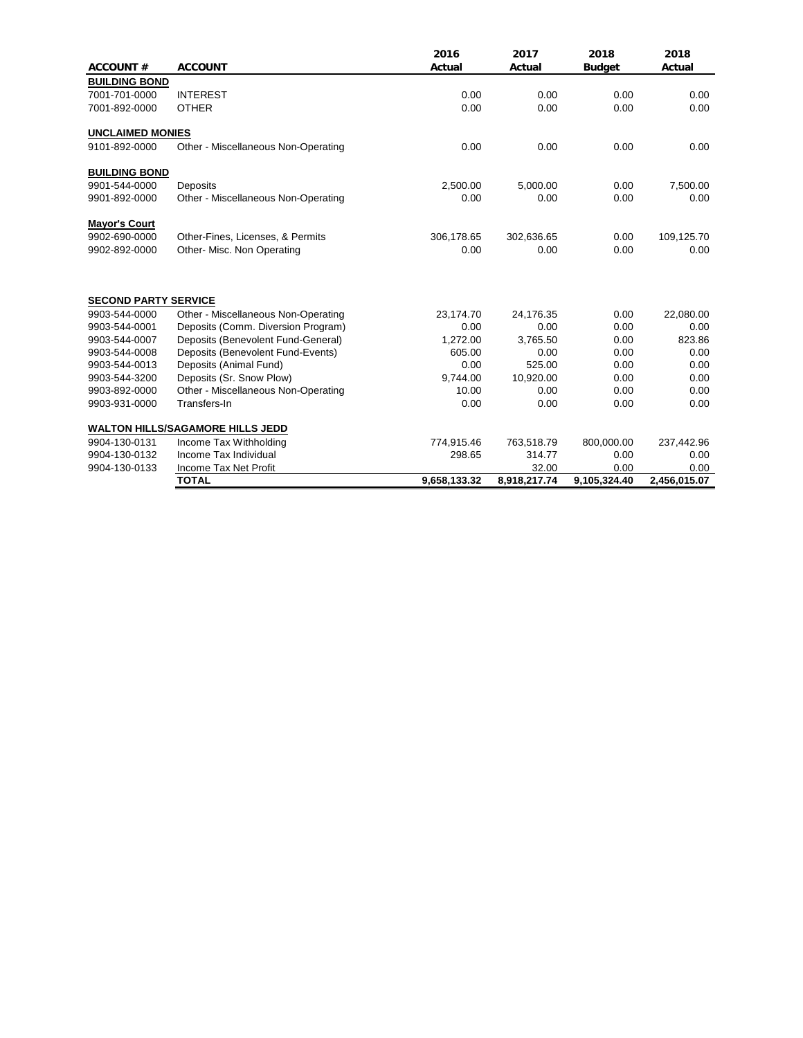| ACCOUNT # | ACCOUNT | 2016 Actual | 2017 Actual | 2018 Budget | 2018 Actual |
|---|---|---|---|---|---|
| **BUILDING BOND** | | | | | |
| 7001-701-0000 | INTEREST | 0.00 | 0.00 | 0.00 | 0.00 |
| 7001-892-0000 | OTHER | 0.00 | 0.00 | 0.00 | 0.00 |
| **UNCLAIMED MONIES** | | | | | |
| 9101-892-0000 | Other - Miscellaneous Non-Operating | 0.00 | 0.00 | 0.00 | 0.00 |
| **BUILDING BOND** | | | | | |
| 9901-544-0000 | Deposits | 2,500.00 | 5,000.00 | 0.00 | 7,500.00 |
| 9901-892-0000 | Other - Miscellaneous Non-Operating | 0.00 | 0.00 | 0.00 | 0.00 |
| **Mayor's Court** | | | | | |
| 9902-690-0000 | Other-Fines, Licenses, & Permits | 306,178.65 | 302,636.65 | 0.00 | 109,125.70 |
| 9902-892-0000 | Other- Misc. Non Operating | 0.00 | 0.00 | 0.00 | 0.00 |
| **SECOND PARTY SERVICE** | | | | | |
| 9903-544-0000 | Other - Miscellaneous Non-Operating | 23,174.70 | 24,176.35 | 0.00 | 22,080.00 |
| 9903-544-0001 | Deposits (Comm. Diversion Program) | 0.00 | 0.00 | 0.00 | 0.00 |
| 9903-544-0007 | Deposits (Benevolent Fund-General) | 1,272.00 | 3,765.50 | 0.00 | 823.86 |
| 9903-544-0008 | Deposits (Benevolent Fund-Events) | 605.00 | 0.00 | 0.00 | 0.00 |
| 9903-544-0013 | Deposits (Animal Fund) | 0.00 | 525.00 | 0.00 | 0.00 |
| 9903-544-3200 | Deposits (Sr. Snow Plow) | 9,744.00 | 10,920.00 | 0.00 | 0.00 |
| 9903-892-0000 | Other - Miscellaneous Non-Operating | 10.00 | 0.00 | 0.00 | 0.00 |
| 9903-931-0000 | Transfers-In | 0.00 | 0.00 | 0.00 | 0.00 |
| **WALTON HILLS/SAGAMORE HILLS JEDD** | | | | | |
| 9904-130-0131 | Income Tax Withholding | 774,915.46 | 763,518.79 | 800,000.00 | 237,442.96 |
| 9904-130-0132 | Income Tax Individual | 298.65 | 314.77 | 0.00 | 0.00 |
| 9904-130-0133 | Income Tax Net Profit | | 32.00 | 0.00 | 0.00 |
| | **TOTAL** | **9,658,133.32** | **8,918,217.74** | **9,105,324.40** | **2,456,015.07** |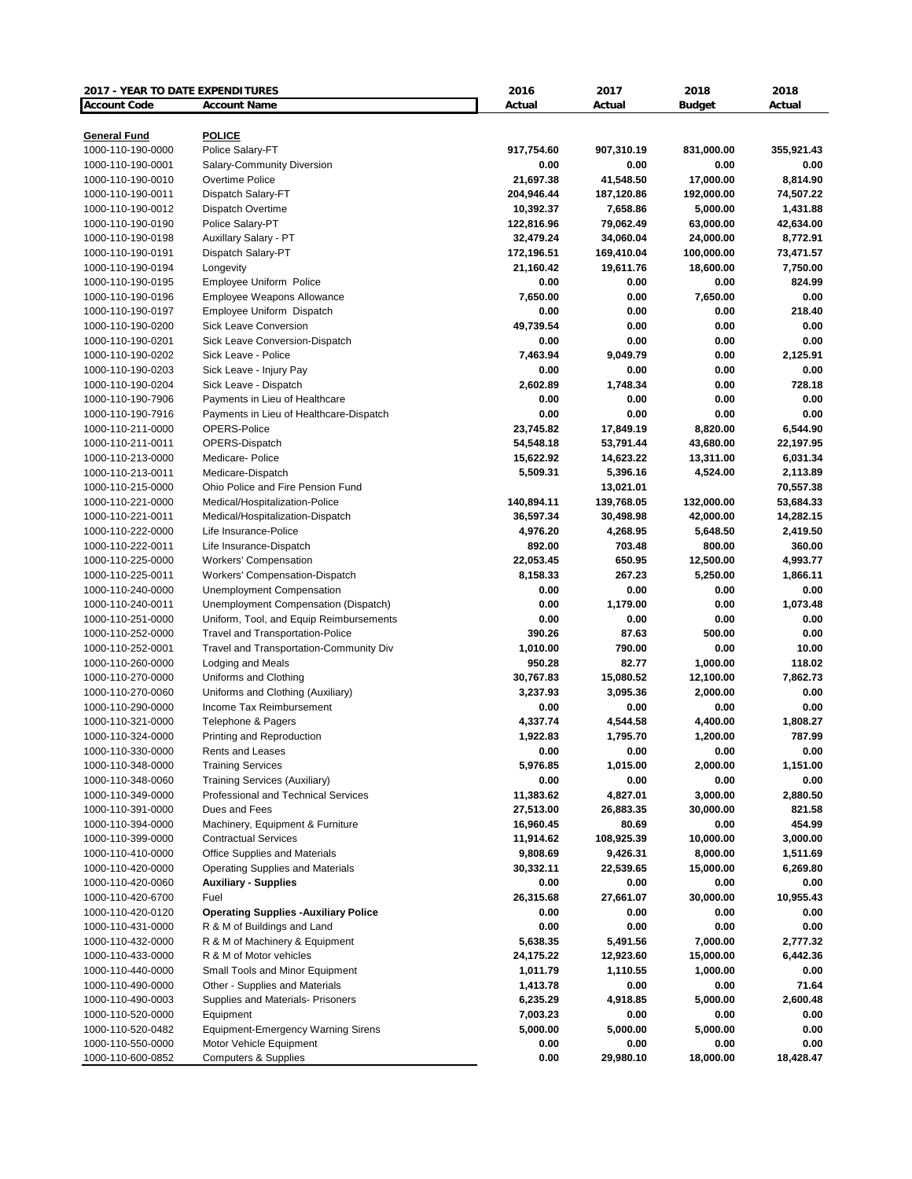| 2017 - YEAR TO DATE EXPENDITURES | | 2016 | 2017 | 2018 | 2018 |
|---|---|---|---|---|---|
| **Account Code** | **Account Name** | **Actual** | **Actual** | **Budget** | **Actual** |
| **General Fund** | **POLICE** | | | | |
| 1000-110-190-0000 | Police Salary-FT | **917,754.60** | **907,310.19** | **831,000.00** | **355,921.43** |
| 1000-110-190-0001 | Salary-Community Diversion | **0.00** | **0.00** | **0.00** | **0.00** |
| 1000-110-190-0010 | Overtime Police | **21,697.38** | **41,548.50** | **17,000.00** | **8,814.90** |
| 1000-110-190-0011 | Dispatch Salary-FT | **204,946.44** | **187,120.86** | **192,000.00** | **74,507.22** |
| 1000-110-190-0012 | Dispatch Overtime | **10,392.37** | **7,658.86** | **5,000.00** | **1,431.88** |
| 1000-110-190-0190 | Police Salary-PT | **122,816.96** | **79,062.49** | **63,000.00** | **42,634.00** |
| 1000-110-190-0198 | Auxillary Salary - PT | **32,479.24** | **34,060.04** | **24,000.00** | **8,772.91** |
| 1000-110-190-0191 | Dispatch Salary-PT | **172,196.51** | **169,410.04** | **100,000.00** | **73,471.57** |
| 1000-110-190-0194 | Longevity | **21,160.42** | **19,611.76** | **18,600.00** | **7,750.00** |
| 1000-110-190-0195 | Employee Uniform Police | **0.00** | **0.00** | **0.00** | **824.99** |
| 1000-110-190-0196 | Employee Weapons Allowance | **7,650.00** | **0.00** | **7,650.00** | **0.00** |
| 1000-110-190-0197 | Employee Uniform Dispatch | **0.00** | **0.00** | **0.00** | **218.40** |
| 1000-110-190-0200 | Sick Leave Conversion | **49,739.54** | **0.00** | **0.00** | **0.00** |
| 1000-110-190-0201 | Sick Leave Conversion-Dispatch | **0.00** | **0.00** | **0.00** | **0.00** |
| 1000-110-190-0202 | Sick Leave - Police | **7,463.94** | **9,049.79** | **0.00** | **2,125.91** |
| 1000-110-190-0203 | Sick Leave - Injury Pay | **0.00** | **0.00** | **0.00** | **0.00** |
| 1000-110-190-0204 | Sick Leave - Dispatch | **2,602.89** | **1,748.34** | **0.00** | **728.18** |
| 1000-110-190-7906 | Payments in Lieu of Healthcare | **0.00** | **0.00** | **0.00** | **0.00** |
| 1000-110-190-7916 | Payments in Lieu of Healthcare-Dispatch | **0.00** | **0.00** | **0.00** | **0.00** |
| 1000-110-211-0000 | OPERS-Police | **23,745.82** | **17,849.19** | **8,820.00** | **6,544.90** |
| 1000-110-211-0011 | OPERS-Dispatch | **54,548.18** | **53,791.44** | **43,680.00** | **22,197.95** |
| 1000-110-213-0000 | Medicare- Police | **15,622.92** | **14,623.22** | **13,311.00** | **6,031.34** |
| 1000-110-213-0011 | Medicare-Dispatch | **5,509.31** | **5,396.16** | **4,524.00** | **2,113.89** |
| 1000-110-215-0000 | Ohio Police and Fire Pension Fund | | **13,021.01** | | **70,557.38** |
| 1000-110-221-0000 | Medical/Hospitalization-Police | **140,894.11** | **139,768.05** | **132,000.00** | **53,684.33** |
| 1000-110-221-0011 | Medical/Hospitalization-Dispatch | **36,597.34** | **30,498.98** | **42,000.00** | **14,282.15** |
| 1000-110-222-0000 | Life Insurance-Police | **4,976.20** | **4,268.95** | **5,648.50** | **2,419.50** |
| 1000-110-222-0011 | Life Insurance-Dispatch | **892.00** | **703.48** | **800.00** | **360.00** |
| 1000-110-225-0000 | Workers' Compensation | **22,053.45** | **650.95** | **12,500.00** | **4,993.77** |
| 1000-110-225-0011 | Workers' Compensation-Dispatch | **8,158.33** | **267.23** | **5,250.00** | **1,866.11** |
| 1000-110-240-0000 | Unemployment Compensation | **0.00** | **0.00** | **0.00** | **0.00** |
| 1000-110-240-0011 | Unemployment Compensation (Dispatch) | **0.00** | **1,179.00** | **0.00** | **1,073.48** |
| 1000-110-251-0000 | Uniform, Tool, and Equip Reimbursements | **0.00** | **0.00** | **0.00** | **0.00** |
| 1000-110-252-0000 | Travel and Transportation-Police | **390.26** | **87.63** | **500.00** | **0.00** |
| 1000-110-252-0001 | Travel and Transportation-Community Div | **1,010.00** | **790.00** | **0.00** | **10.00** |
| 1000-110-260-0000 | Lodging and Meals | **950.28** | **82.77** | **1,000.00** | **118.02** |
| 1000-110-270-0000 | Uniforms and Clothing | **30,767.83** | **15,080.52** | **12,100.00** | **7,862.73** |
| 1000-110-270-0060 | Uniforms and Clothing (Auxiliary) | **3,237.93** | **3,095.36** | **2,000.00** | **0.00** |
| 1000-110-290-0000 | Income Tax Reimbursement | **0.00** | **0.00** | **0.00** | **0.00** |
| 1000-110-321-0000 | Telephone & Pagers | **4,337.74** | **4,544.58** | **4,400.00** | **1,808.27** |
| 1000-110-324-0000 | Printing and Reproduction | **1,922.83** | **1,795.70** | **1,200.00** | **787.99** |
| 1000-110-330-0000 | Rents and Leases | **0.00** | **0.00** | **0.00** | **0.00** |
| 1000-110-348-0000 | Training Services | **5,976.85** | **1,015.00** | **2,000.00** | **1,151.00** |
| 1000-110-348-0060 | Training Services (Auxiliary) | **0.00** | **0.00** | **0.00** | **0.00** |
| 1000-110-349-0000 | Professional and Technical Services | **11,383.62** | **4,827.01** | **3,000.00** | **2,880.50** |
| 1000-110-391-0000 | Dues and Fees | **27,513.00** | **26,883.35** | **30,000.00** | **821.58** |
| 1000-110-394-0000 | Machinery, Equipment & Furniture | **16,960.45** | **80.69** | **0.00** | **454.99** |
| 1000-110-399-0000 | Contractual Services | **11,914.62** | **108,925.39** | **10,000.00** | **3,000.00** |
| 1000-110-410-0000 | Office Supplies and Materials | **9,808.69** | **9,426.31** | **8,000.00** | **1,511.69** |
| 1000-110-420-0000 | Operating Supplies and Materials | **30,332.11** | **22,539.65** | **15,000.00** | **6,269.80** |
| 1000-110-420-0060 | **Auxiliary - Supplies** | **0.00** | **0.00** | **0.00** | **0.00** |
| 1000-110-420-6700 | Fuel | **26,315.68** | **27,661.07** | **30,000.00** | **10,955.43** |
| 1000-110-420-0120 | **Operating Supplies -Auxiliary Police** | **0.00** | **0.00** | **0.00** | **0.00** |
| 1000-110-431-0000 | R & M of Buildings and Land | **0.00** | **0.00** | **0.00** | **0.00** |
| 1000-110-432-0000 | R & M of Machinery & Equipment | **5,638.35** | **5,491.56** | **7,000.00** | **2,777.32** |
| 1000-110-433-0000 | R & M of Motor vehicles | **24,175.22** | **12,923.60** | **15,000.00** | **6,442.36** |
| 1000-110-440-0000 | Small Tools and Minor Equipment | **1,011.79** | **1,110.55** | **1,000.00** | **0.00** |
| 1000-110-490-0000 | Other - Supplies and Materials | **1,413.78** | **0.00** | **0.00** | **71.64** |
| 1000-110-490-0003 | Supplies and Materials- Prisoners | **6,235.29** | **4,918.85** | **5,000.00** | **2,600.48** |
| 1000-110-520-0000 | Equipment | **7,003.23** | **0.00** | **0.00** | **0.00** |
| 1000-110-520-0482 | Equipment-Emergency Warning Sirens | **5,000.00** | **5,000.00** | **5,000.00** | **0.00** |
| 1000-110-550-0000 | Motor Vehicle Equipment | **0.00** | **0.00** | **0.00** | **0.00** |
| 1000-110-600-0852 | Computers & Supplies | **0.00** | **29,980.10** | **18,000.00** | **18,428.47** |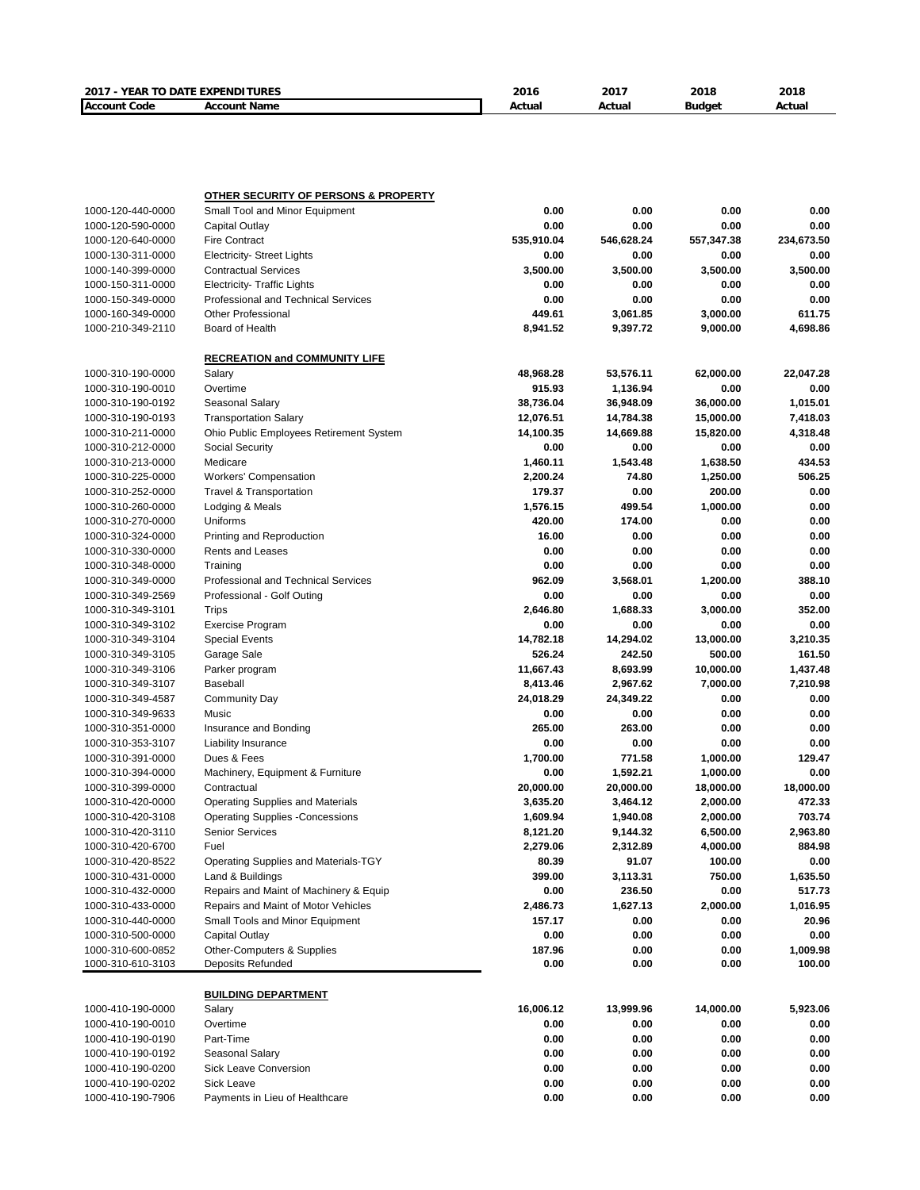| 2017 - YEAR TO DATE EXPENDITURES | | 2016 | 2017 | 2018 | 2018 |
|---|---|---|---|---|---|
| **Account Code** | **Account Name** | **Actual** | **Actual** | **Budget** | **Actual** |
| | **OTHER SECURITY OF PERSONS & PROPERTY** | | | | |
| 1000-120-440-0000 | Small Tool and Minor Equipment | 0.00 | 0.00 | 0.00 | 0.00 |
| 1000-120-590-0000 | Capital Outlay | 0.00 | 0.00 | 0.00 | 0.00 |
| 1000-120-640-0000 | Fire Contract | 535,910.04 | 546,628.24 | 557,347.38 | 234,673.50 |
| 1000-130-311-0000 | Electricity- Street Lights | 0.00 | 0.00 | 0.00 | 0.00 |
| 1000-140-399-0000 | Contractual Services | 3,500.00 | 3,500.00 | 3,500.00 | 3,500.00 |
| 1000-150-311-0000 | Electricity- Traffic Lights | 0.00 | 0.00 | 0.00 | 0.00 |
| 1000-150-349-0000 | Professional and Technical Services | 0.00 | 0.00 | 0.00 | 0.00 |
| 1000-160-349-0000 | Other Professional | 449.61 | 3,061.85 | 3,000.00 | 611.75 |
| 1000-210-349-2110 | Board of Health | 8,941.52 | 9,397.72 | 9,000.00 | 4,698.86 |
| | **RECREATION and COMMUNITY LIFE** | | | | |
| 1000-310-190-0000 | Salary | 48,968.28 | 53,576.11 | 62,000.00 | 22,047.28 |
| 1000-310-190-0010 | Overtime | 915.93 | 1,136.94 | 0.00 | 0.00 |
| 1000-310-190-0192 | Seasonal Salary | 38,736.04 | 36,948.09 | 36,000.00 | 1,015.01 |
| 1000-310-190-0193 | Transportation Salary | 12,076.51 | 14,784.38 | 15,000.00 | 7,418.03 |
| 1000-310-211-0000 | Ohio Public Employees Retirement System | 14,100.35 | 14,669.88 | 15,820.00 | 4,318.48 |
| 1000-310-212-0000 | Social Security | 0.00 | 0.00 | 0.00 | 0.00 |
| 1000-310-213-0000 | Medicare | 1,460.11 | 1,543.48 | 1,638.50 | 434.53 |
| 1000-310-225-0000 | Workers' Compensation | 2,200.24 | 74.80 | 1,250.00 | 506.25 |
| 1000-310-252-0000 | Travel & Transportation | 179.37 | 0.00 | 200.00 | 0.00 |
| 1000-310-260-0000 | Lodging & Meals | 1,576.15 | 499.54 | 1,000.00 | 0.00 |
| 1000-310-270-0000 | Uniforms | 420.00 | 174.00 | 0.00 | 0.00 |
| 1000-310-324-0000 | Printing and Reproduction | 16.00 | 0.00 | 0.00 | 0.00 |
| 1000-310-330-0000 | Rents and Leases | 0.00 | 0.00 | 0.00 | 0.00 |
| 1000-310-348-0000 | Training | 0.00 | 0.00 | 0.00 | 0.00 |
| 1000-310-349-0000 | Professional and Technical Services | 962.09 | 3,568.01 | 1,200.00 | 388.10 |
| 1000-310-349-2569 | Professional - Golf Outing | 0.00 | 0.00 | 0.00 | 0.00 |
| 1000-310-349-3101 | Trips | 2,646.80 | 1,688.33 | 3,000.00 | 352.00 |
| 1000-310-349-3102 | Exercise Program | 0.00 | 0.00 | 0.00 | 0.00 |
| 1000-310-349-3104 | Special Events | 14,782.18 | 14,294.02 | 13,000.00 | 3,210.35 |
| 1000-310-349-3105 | Garage Sale | 526.24 | 242.50 | 500.00 | 161.50 |
| 1000-310-349-3106 | Parker program | 11,667.43 | 8,693.99 | 10,000.00 | 1,437.48 |
| 1000-310-349-3107 | Baseball | 8,413.46 | 2,967.62 | 7,000.00 | 7,210.98 |
| 1000-310-349-4587 | Community Day | 24,018.29 | 24,349.22 | 0.00 | 0.00 |
| 1000-310-349-9633 | Music | 0.00 | 0.00 | 0.00 | 0.00 |
| 1000-310-351-0000 | Insurance and Bonding | 265.00 | 263.00 | 0.00 | 0.00 |
| 1000-310-353-3107 | Liability Insurance | 0.00 | 0.00 | 0.00 | 0.00 |
| 1000-310-391-0000 | Dues & Fees | 1,700.00 | 771.58 | 1,000.00 | 129.47 |
| 1000-310-394-0000 | Machinery, Equipment & Furniture | 0.00 | 1,592.21 | 1,000.00 | 0.00 |
| 1000-310-399-0000 | Contractual | 20,000.00 | 20,000.00 | 18,000.00 | 18,000.00 |
| 1000-310-420-0000 | Operating Supplies and Materials | 3,635.20 | 3,464.12 | 2,000.00 | 472.33 |
| 1000-310-420-3108 | Operating Supplies -Concessions | 1,609.94 | 1,940.08 | 2,000.00 | 703.74 |
| 1000-310-420-3110 | Senior Services | 8,121.20 | 9,144.32 | 6,500.00 | 2,963.80 |
| 1000-310-420-6700 | Fuel | 2,279.06 | 2,312.89 | 4,000.00 | 884.98 |
| 1000-310-420-8522 | Operating Supplies and Materials-TGY | 80.39 | 91.07 | 100.00 | 0.00 |
| 1000-310-431-0000 | Land & Buildings | 399.00 | 3,113.31 | 750.00 | 1,635.50 |
| 1000-310-432-0000 | Repairs and Maint of Machinery & Equip | 0.00 | 236.50 | 0.00 | 517.73 |
| 1000-310-433-0000 | Repairs and Maint of Motor Vehicles | 2,486.73 | 1,627.13 | 2,000.00 | 1,016.95 |
| 1000-310-440-0000 | Small Tools and Minor Equipment | 157.17 | 0.00 | 0.00 | 20.96 |
| 1000-310-500-0000 | Capital Outlay | 0.00 | 0.00 | 0.00 | 0.00 |
| 1000-310-600-0852 | Other-Computers & Supplies | 187.96 | 0.00 | 0.00 | 1,009.98 |
| 1000-310-610-3103 | Deposits Refunded | 0.00 | 0.00 | 0.00 | 100.00 |
| | **BUILDING DEPARTMENT** | | | | |
| 1000-410-190-0000 | Salary | 16,006.12 | 13,999.96 | 14,000.00 | 5,923.06 |
| 1000-410-190-0010 | Overtime | 0.00 | 0.00 | 0.00 | 0.00 |
| 1000-410-190-0190 | Part-Time | 0.00 | 0.00 | 0.00 | 0.00 |
| 1000-410-190-0192 | Seasonal Salary | 0.00 | 0.00 | 0.00 | 0.00 |
| 1000-410-190-0200 | Sick Leave Conversion | 0.00 | 0.00 | 0.00 | 0.00 |
| 1000-410-190-0202 | Sick Leave | 0.00 | 0.00 | 0.00 | 0.00 |
| 1000-410-190-7906 | Payments in Lieu of Healthcare | 0.00 | 0.00 | 0.00 | 0.00 |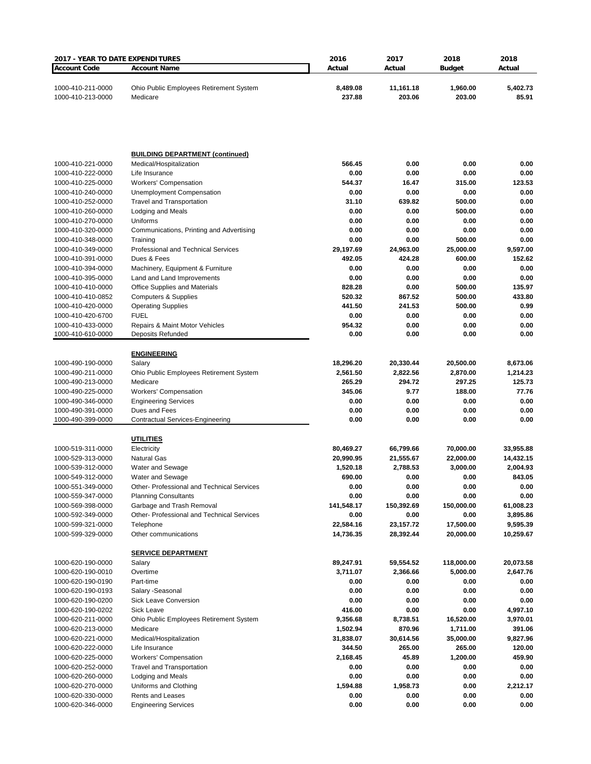| 2017 - YEAR TO DATE EXPENDITURES | | 2016 | 2017 | 2018 | 2018 |
|---|---|---|---|---|---|
| **Account Code** | **Account Name** | **Actual** | **Actual** | **Budget** | **Actual** |
| 1000-410-211-0000 | Ohio Public Employees Retirement System | 8,489.08 | 11,161.18 | 1,960.00 | 5,402.73 |
| 1000-410-213-0000 | Medicare | 237.88 | 203.06 | 203.00 | 85.91 |
| | **BUILDING DEPARTMENT (continued)** | | | | |
| 1000-410-221-0000 | Medical/Hospitalization | 566.45 | 0.00 | 0.00 | 0.00 |
| 1000-410-222-0000 | Life Insurance | 0.00 | 0.00 | 0.00 | 0.00 |
| 1000-410-225-0000 | Workers' Compensation | 544.37 | 16.47 | 315.00 | 123.53 |
| 1000-410-240-0000 | Unemployment Compensation | 0.00 | 0.00 | 0.00 | 0.00 |
| 1000-410-252-0000 | Travel and Transportation | 31.10 | 639.82 | 500.00 | 0.00 |
| 1000-410-260-0000 | Lodging and Meals | 0.00 | 0.00 | 500.00 | 0.00 |
| 1000-410-270-0000 | Uniforms | 0.00 | 0.00 | 0.00 | 0.00 |
| 1000-410-320-0000 | Communications, Printing and Advertising | 0.00 | 0.00 | 0.00 | 0.00 |
| 1000-410-348-0000 | Training | 0.00 | 0.00 | 500.00 | 0.00 |
| 1000-410-349-0000 | Professional and Technical Services | 29,197.69 | 24,963.00 | 25,000.00 | 9,597.00 |
| 1000-410-391-0000 | Dues & Fees | 492.05 | 424.28 | 600.00 | 152.62 |
| 1000-410-394-0000 | Machinery, Equipment & Furniture | 0.00 | 0.00 | 0.00 | 0.00 |
| 1000-410-395-0000 | Land and Land Improvements | 0.00 | 0.00 | 0.00 | 0.00 |
| 1000-410-410-0000 | Office Supplies and Materials | 828.28 | 0.00 | 500.00 | 135.97 |
| 1000-410-410-0852 | Computers & Supplies | 520.32 | 867.52 | 500.00 | 433.80 |
| 1000-410-420-0000 | Operating Supplies | 441.50 | 241.53 | 500.00 | 0.99 |
| 1000-410-420-6700 | FUEL | 0.00 | 0.00 | 0.00 | 0.00 |
| 1000-410-433-0000 | Repairs & Maint Motor Vehicles | 954.32 | 0.00 | 0.00 | 0.00 |
| 1000-410-610-0000 | Deposits Refunded | 0.00 | 0.00 | 0.00 | 0.00 |
| | **ENGINEERING** | | | | |
| 1000-490-190-0000 | Salary | 18,296.20 | 20,330.44 | 20,500.00 | 8,673.06 |
| 1000-490-211-0000 | Ohio Public Employees Retirement System | 2,561.50 | 2,822.56 | 2,870.00 | 1,214.23 |
| 1000-490-213-0000 | Medicare | 265.29 | 294.72 | 297.25 | 125.73 |
| 1000-490-225-0000 | Workers' Compensation | 345.06 | 9.77 | 188.00 | 77.76 |
| 1000-490-346-0000 | Engineering Services | 0.00 | 0.00 | 0.00 | 0.00 |
| 1000-490-391-0000 | Dues and Fees | 0.00 | 0.00 | 0.00 | 0.00 |
| 1000-490-399-0000 | Contractual Services-Engineering | 0.00 | 0.00 | 0.00 | 0.00 |
| | **UTILITIES** | | | | |
| 1000-519-311-0000 | Electricity | 80,469.27 | 66,799.66 | 70,000.00 | 33,955.88 |
| 1000-529-313-0000 | Natural Gas | 20,990.95 | 21,555.67 | 22,000.00 | 14,432.15 |
| 1000-539-312-0000 | Water and Sewage | 1,520.18 | 2,788.53 | 3,000.00 | 2,004.93 |
| 1000-549-312-0000 | Water and Sewage | 690.00 | 0.00 | 0.00 | 843.05 |
| 1000-551-349-0000 | Other- Professional and Technical Services | 0.00 | 0.00 | 0.00 | 0.00 |
| 1000-559-347-0000 | Planning Consultants | 0.00 | 0.00 | 0.00 | 0.00 |
| 1000-569-398-0000 | Garbage and Trash Removal | 141,548.17 | 150,392.69 | 150,000.00 | 61,008.23 |
| 1000-592-349-0000 | Other- Professional and Technical Services | 0.00 | 0.00 | 0.00 | 3,895.86 |
| 1000-599-321-0000 | Telephone | 22,584.16 | 23,157.72 | 17,500.00 | 9,595.39 |
| 1000-599-329-0000 | Other communications | 14,736.35 | 28,392.44 | 20,000.00 | 10,259.67 |
| | **SERVICE DEPARTMENT** | | | | |
| 1000-620-190-0000 | Salary | 89,247.91 | 59,554.52 | 118,000.00 | 20,073.58 |
| 1000-620-190-0010 | Overtime | 3,711.07 | 2,366.66 | 5,000.00 | 2,647.76 |
| 1000-620-190-0190 | Part-time | 0.00 | 0.00 | 0.00 | 0.00 |
| 1000-620-190-0193 | Salary -Seasonal | 0.00 | 0.00 | 0.00 | 0.00 |
| 1000-620-190-0200 | Sick Leave Conversion | 0.00 | 0.00 | 0.00 | 0.00 |
| 1000-620-190-0202 | Sick Leave | 416.00 | 0.00 | 0.00 | 4,997.10 |
| 1000-620-211-0000 | Ohio Public Employees Retirement System | 9,356.68 | 8,738.51 | 16,520.00 | 3,970.01 |
| 1000-620-213-0000 | Medicare | 1,502.94 | 870.96 | 1,711.00 | 391.06 |
| 1000-620-221-0000 | Medical/Hospitalization | 31,838.07 | 30,614.56 | 35,000.00 | 9,827.96 |
| 1000-620-222-0000 | Life Insurance | 344.50 | 265.00 | 265.00 | 120.00 |
| 1000-620-225-0000 | Workers' Compensation | 2,168.45 | 45.89 | 1,200.00 | 459.90 |
| 1000-620-252-0000 | Travel and Transportation | 0.00 | 0.00 | 0.00 | 0.00 |
| 1000-620-260-0000 | Lodging and Meals | 0.00 | 0.00 | 0.00 | 0.00 |
| 1000-620-270-0000 | Uniforms and Clothing | 1,594.88 | 1,958.73 | 0.00 | 2,212.17 |
| 1000-620-330-0000 | Rents and Leases | 0.00 | 0.00 | 0.00 | 0.00 |
| 1000-620-346-0000 | Engineering Services | 0.00 | 0.00 | 0.00 | 0.00 |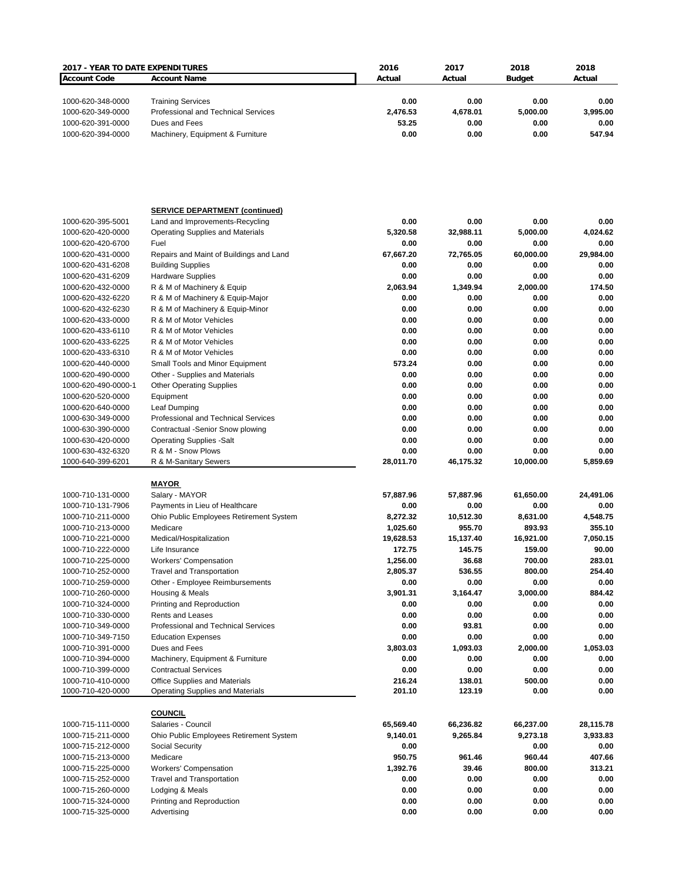| **2017 - YEAR TO DATE EXPENDITURES** | | **2016** | **2017** | **2018** | **2018** |
|---|---|---|---|---|---|
| **Account Code** | **Account Name** | **Actual** | **Actual** | **Budget** | **Actual** |
| 1000-620-348-0000 | Training Services | **0.00** | **0.00** | **0.00** | **0.00** |
| 1000-620-349-0000 | Professional and Technical Services | **2,476.53** | **4,678.01** | **5,000.00** | **3,995.00** |
| 1000-620-391-0000 | Dues and Fees | **53.25** | **0.00** | **0.00** | **0.00** |
| 1000-620-394-0000 | Machinery, Equipment & Furniture | **0.00** | **0.00** | **0.00** | **547.94** |
| | **SERVICE DEPARTMENT (continued)** | | | | |
| 1000-620-395-5001 | Land and Improvements-Recycling | **0.00** | **0.00** | **0.00** | **0.00** |
| 1000-620-420-0000 | Operating Supplies and Materials | **5,320.58** | **32,988.11** | **5,000.00** | **4,024.62** |
| 1000-620-420-6700 | Fuel | **0.00** | **0.00** | **0.00** | **0.00** |
| 1000-620-431-0000 | Repairs and Maint of Buildings and Land | **67,667.20** | **72,765.05** | **60,000.00** | **29,984.00** |
| 1000-620-431-6208 | Building Supplies | **0.00** | **0.00** | **0.00** | **0.00** |
| 1000-620-431-6209 | Hardware Supplies | **0.00** | **0.00** | **0.00** | **0.00** |
| 1000-620-432-0000 | R & M of Machinery & Equip | **2,063.94** | **1,349.94** | **2,000.00** | **174.50** |
| 1000-620-432-6220 | R & M of Machinery & Equip-Major | **0.00** | **0.00** | **0.00** | **0.00** |
| 1000-620-432-6230 | R & M of Machinery & Equip-Minor | **0.00** | **0.00** | **0.00** | **0.00** |
| 1000-620-433-0000 | R & M of Motor Vehicles | **0.00** | **0.00** | **0.00** | **0.00** |
| 1000-620-433-6110 | R & M of Motor Vehicles | **0.00** | **0.00** | **0.00** | **0.00** |
| 1000-620-433-6225 | R & M of Motor Vehicles | **0.00** | **0.00** | **0.00** | **0.00** |
| 1000-620-433-6310 | R & M of Motor Vehicles | **0.00** | **0.00** | **0.00** | **0.00** |
| 1000-620-440-0000 | Small Tools and Minor Equipment | **573.24** | **0.00** | **0.00** | **0.00** |
| 1000-620-490-0000 | Other - Supplies and Materials | **0.00** | **0.00** | **0.00** | **0.00** |
| 1000-620-490-0000-1 | Other Operating Supplies | **0.00** | **0.00** | **0.00** | **0.00** |
| 1000-620-520-0000 | Equipment | **0.00** | **0.00** | **0.00** | **0.00** |
| 1000-620-640-0000 | Leaf Dumping | **0.00** | **0.00** | **0.00** | **0.00** |
| 1000-630-349-0000 | Professional and Technical Services | **0.00** | **0.00** | **0.00** | **0.00** |
| 1000-630-390-0000 | Contractual -Senior Snow plowing | **0.00** | **0.00** | **0.00** | **0.00** |
| 1000-630-420-0000 | Operating Supplies -Salt | **0.00** | **0.00** | **0.00** | **0.00** |
| 1000-630-432-6320 | R & M - Snow Plows | **0.00** | **0.00** | **0.00** | **0.00** |
| 1000-640-399-6201 | R & M-Sanitary Sewers | **28,011.70** | **46,175.32** | **10,000.00** | **5,859.69** |
| | **MAYOR** | | | | |
| 1000-710-131-0000 | Salary - MAYOR | **57,887.96** | **57,887.96** | **61,650.00** | **24,491.06** |
| 1000-710-131-7906 | Payments in Lieu of Healthcare | **0.00** | **0.00** | **0.00** | **0.00** |
| 1000-710-211-0000 | Ohio Public Employees Retirement System | **8,272.32** | **10,512.30** | **8,631.00** | **4,548.75** |
| 1000-710-213-0000 | Medicare | **1,025.60** | **955.70** | **893.93** | **355.10** |
| 1000-710-221-0000 | Medical/Hospitalization | **19,628.53** | **15,137.40** | **16,921.00** | **7,050.15** |
| 1000-710-222-0000 | Life Insurance | **172.75** | **145.75** | **159.00** | **90.00** |
| 1000-710-225-0000 | Workers' Compensation | **1,256.00** | **36.68** | **700.00** | **283.01** |
| 1000-710-252-0000 | Travel and Transportation | **2,805.37** | **536.55** | **800.00** | **254.40** |
| 1000-710-259-0000 | Other - Employee Reimbursements | **0.00** | **0.00** | **0.00** | **0.00** |
| 1000-710-260-0000 | Housing & Meals | **3,901.31** | **3,164.47** | **3,000.00** | **884.42** |
| 1000-710-324-0000 | Printing and Reproduction | **0.00** | **0.00** | **0.00** | **0.00** |
| 1000-710-330-0000 | Rents and Leases | **0.00** | **0.00** | **0.00** | **0.00** |
| 1000-710-349-0000 | Professional and Technical Services | **0.00** | **93.81** | **0.00** | **0.00** |
| 1000-710-349-7150 | Education Expenses | **0.00** | **0.00** | **0.00** | **0.00** |
| 1000-710-391-0000 | Dues and Fees | **3,803.03** | **1,093.03** | **2,000.00** | **1,053.03** |
| 1000-710-394-0000 | Machinery, Equipment & Furniture | **0.00** | **0.00** | **0.00** | **0.00** |
| 1000-710-399-0000 | Contractual Services | **0.00** | **0.00** | **0.00** | **0.00** |
| 1000-710-410-0000 | Office Supplies and Materials | **216.24** | **138.01** | **500.00** | **0.00** |
| 1000-710-420-0000 | Operating Supplies and Materials | **201.10** | **123.19** | **0.00** | **0.00** |
| | **COUNCIL** | | | | |
| 1000-715-111-0000 | Salaries - Council | **65,569.40** | **66,236.82** | **66,237.00** | **28,115.78** |
| 1000-715-211-0000 | Ohio Public Employees Retirement System | **9,140.01** | **9,265.84** | **9,273.18** | **3,933.83** |
| 1000-715-212-0000 | Social Security | **0.00** | | **0.00** | **0.00** |
| 1000-715-213-0000 | Medicare | **950.75** | **961.46** | **960.44** | **407.66** |
| 1000-715-225-0000 | Workers' Compensation | **1,392.76** | **39.46** | **800.00** | **313.21** |
| 1000-715-252-0000 | Travel and Transportation | **0.00** | **0.00** | **0.00** | **0.00** |
| 1000-715-260-0000 | Lodging & Meals | **0.00** | **0.00** | **0.00** | **0.00** |
| 1000-715-324-0000 | Printing and Reproduction | **0.00** | **0.00** | **0.00** | **0.00** |
| 1000-715-325-0000 | Advertising | **0.00** | **0.00** | **0.00** | **0.00** |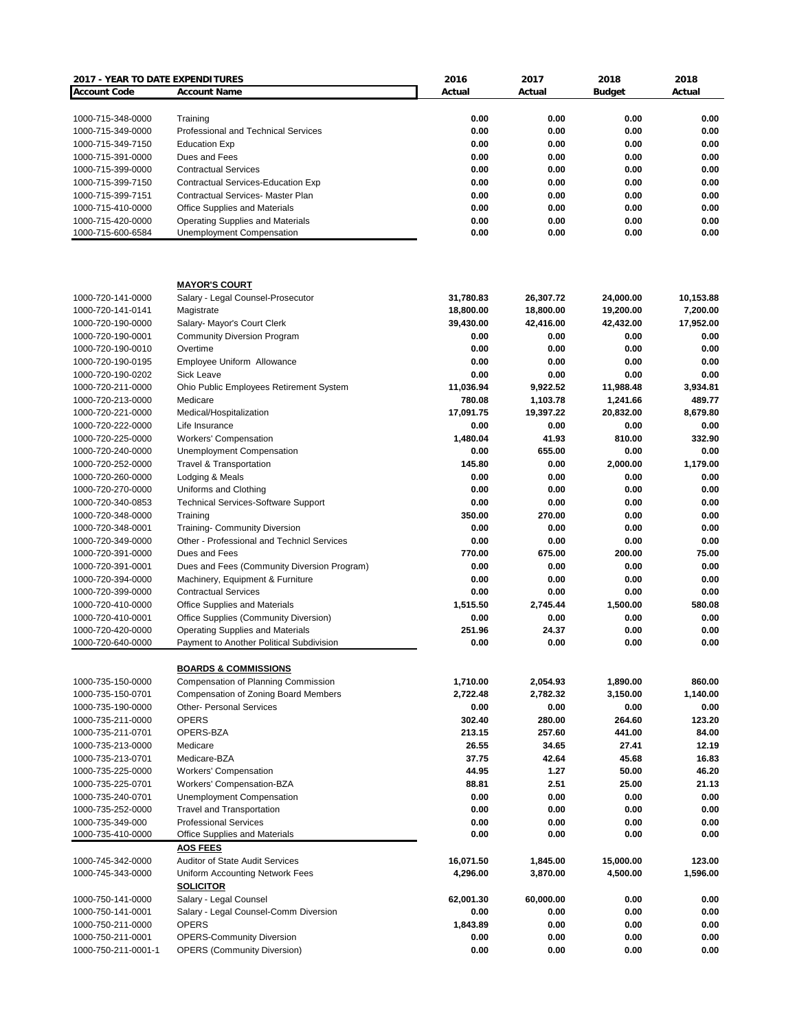| Account Code | Account Name | 2016 Actual | 2017 Actual | 2018 Budget | 2018 Actual |
|---|---|---|---|---|---|
| **2017 - YEAR TO DATE EXPENDITURES** | | | | | |
| 1000-715-348-0000 | Training | 0.00 | 0.00 | 0.00 | 0.00 |
| 1000-715-349-0000 | Professional and Technical Services | 0.00 | 0.00 | 0.00 | 0.00 |
| 1000-715-349-7150 | Education Exp | 0.00 | 0.00 | 0.00 | 0.00 |
| 1000-715-391-0000 | Dues and Fees | 0.00 | 0.00 | 0.00 | 0.00 |
| 1000-715-399-0000 | Contractual Services | 0.00 | 0.00 | 0.00 | 0.00 |
| 1000-715-399-7150 | Contractual Services-Education Exp | 0.00 | 0.00 | 0.00 | 0.00 |
| 1000-715-399-7151 | Contractual Services- Master Plan | 0.00 | 0.00 | 0.00 | 0.00 |
| 1000-715-410-0000 | Office Supplies and Materials | 0.00 | 0.00 | 0.00 | 0.00 |
| 1000-715-420-0000 | Operating Supplies and Materials | 0.00 | 0.00 | 0.00 | 0.00 |
| 1000-715-600-6584 | Unemployment Compensation | 0.00 | 0.00 | 0.00 | 0.00 |
| | **MAYOR'S COURT** | | | | |
| 1000-720-141-0000 | Salary - Legal Counsel-Prosecutor | 31,780.83 | 26,307.72 | 24,000.00 | 10,153.88 |
| 1000-720-141-0141 | Magistrate | 18,800.00 | 18,800.00 | 19,200.00 | 7,200.00 |
| 1000-720-190-0000 | Salary- Mayor's Court Clerk | 39,430.00 | 42,416.00 | 42,432.00 | 17,952.00 |
| 1000-720-190-0001 | Community Diversion Program | 0.00 | 0.00 | 0.00 | 0.00 |
| 1000-720-190-0010 | Overtime | 0.00 | 0.00 | 0.00 | 0.00 |
| 1000-720-190-0195 | Employee Uniform Allowance | 0.00 | 0.00 | 0.00 | 0.00 |
| 1000-720-190-0202 | Sick Leave | 0.00 | 0.00 | 0.00 | 0.00 |
| 1000-720-211-0000 | Ohio Public Employees Retirement System | 11,036.94 | 9,922.52 | 11,988.48 | 3,934.81 |
| 1000-720-213-0000 | Medicare | 780.08 | 1,103.78 | 1,241.66 | 489.77 |
| 1000-720-221-0000 | Medical/Hospitalization | 17,091.75 | 19,397.22 | 20,832.00 | 8,679.80 |
| 1000-720-222-0000 | Life Insurance | 0.00 | 0.00 | 0.00 | 0.00 |
| 1000-720-225-0000 | Workers' Compensation | 1,480.04 | 41.93 | 810.00 | 332.90 |
| 1000-720-240-0000 | Unemployment Compensation | 0.00 | 655.00 | 0.00 | 0.00 |
| 1000-720-252-0000 | Travel & Transportation | 145.80 | 0.00 | 2,000.00 | 1,179.00 |
| 1000-720-260-0000 | Lodging & Meals | 0.00 | 0.00 | 0.00 | 0.00 |
| 1000-720-270-0000 | Uniforms and Clothing | 0.00 | 0.00 | 0.00 | 0.00 |
| 1000-720-340-0853 | Technical Services-Software Support | 0.00 | 0.00 | 0.00 | 0.00 |
| 1000-720-348-0000 | Training | 350.00 | 270.00 | 0.00 | 0.00 |
| 1000-720-348-0001 | Training- Community Diversion | 0.00 | 0.00 | 0.00 | 0.00 |
| 1000-720-349-0000 | Other - Professional and Technicl Services | 0.00 | 0.00 | 0.00 | 0.00 |
| 1000-720-391-0000 | Dues and Fees | 770.00 | 675.00 | 200.00 | 75.00 |
| 1000-720-391-0001 | Dues and Fees (Community Diversion Program) | 0.00 | 0.00 | 0.00 | 0.00 |
| 1000-720-394-0000 | Machinery, Equipment & Furniture | 0.00 | 0.00 | 0.00 | 0.00 |
| 1000-720-399-0000 | Contractual Services | 0.00 | 0.00 | 0.00 | 0.00 |
| 1000-720-410-0000 | Office Supplies and Materials | 1,515.50 | 2,745.44 | 1,500.00 | 580.08 |
| 1000-720-410-0001 | Office Supplies (Community Diversion) | 0.00 | 0.00 | 0.00 | 0.00 |
| 1000-720-420-0000 | Operating Supplies and Materials | 251.96 | 24.37 | 0.00 | 0.00 |
| 1000-720-640-0000 | Payment to Another Political Subdivision | 0.00 | 0.00 | 0.00 | 0.00 |
| | **BOARDS & COMMISSIONS** | | | | |
| 1000-735-150-0000 | Compensation of Planning Commission | 1,710.00 | 2,054.93 | 1,890.00 | 860.00 |
| 1000-735-150-0701 | Compensation of Zoning Board Members | 2,722.48 | 2,782.32 | 3,150.00 | 1,140.00 |
| 1000-735-190-0000 | Other- Personal Services | 0.00 | 0.00 | 0.00 | 0.00 |
| 1000-735-211-0000 | OPERS | 302.40 | 280.00 | 264.60 | 123.20 |
| 1000-735-211-0701 | OPERS-BZA | 213.15 | 257.60 | 441.00 | 84.00 |
| 1000-735-213-0000 | Medicare | 26.55 | 34.65 | 27.41 | 12.19 |
| 1000-735-213-0701 | Medicare-BZA | 37.75 | 42.64 | 45.68 | 16.83 |
| 1000-735-225-0000 | Workers' Compensation | 44.95 | 1.27 | 50.00 | 46.20 |
| 1000-735-225-0701 | Workers' Compensation-BZA | 88.81 | 2.51 | 25.00 | 21.13 |
| 1000-735-240-0701 | Unemployment Compensation | 0.00 | 0.00 | 0.00 | 0.00 |
| 1000-735-252-0000 | Travel and Transportation | 0.00 | 0.00 | 0.00 | 0.00 |
| 1000-735-349-000 | Professional Services | 0.00 | 0.00 | 0.00 | 0.00 |
| 1000-735-410-0000 | Office Supplies and Materials | 0.00 | 0.00 | 0.00 | 0.00 |
| | **AOS FEES** | | | | |
| 1000-745-342-0000 | Auditor of State Audit Services | 16,071.50 | 1,845.00 | 15,000.00 | 123.00 |
| 1000-745-343-0000 | Uniform Accounting Network Fees | 4,296.00 | 3,870.00 | 4,500.00 | 1,596.00 |
| | **SOLICITOR** | | | | |
| 1000-750-141-0000 | Salary - Legal Counsel | 62,001.30 | 60,000.00 | 0.00 | 0.00 |
| 1000-750-141-0001 | Salary - Legal Counsel-Comm Diversion | 0.00 | 0.00 | 0.00 | 0.00 |
| 1000-750-211-0000 | OPERS | 1,843.89 | 0.00 | 0.00 | 0.00 |
| 1000-750-211-0001 | OPERS-Community Diversion | 0.00 | 0.00 | 0.00 | 0.00 |
| 1000-750-211-0001-1 | OPERS (Community Diversion) | 0.00 | 0.00 | 0.00 | 0.00 |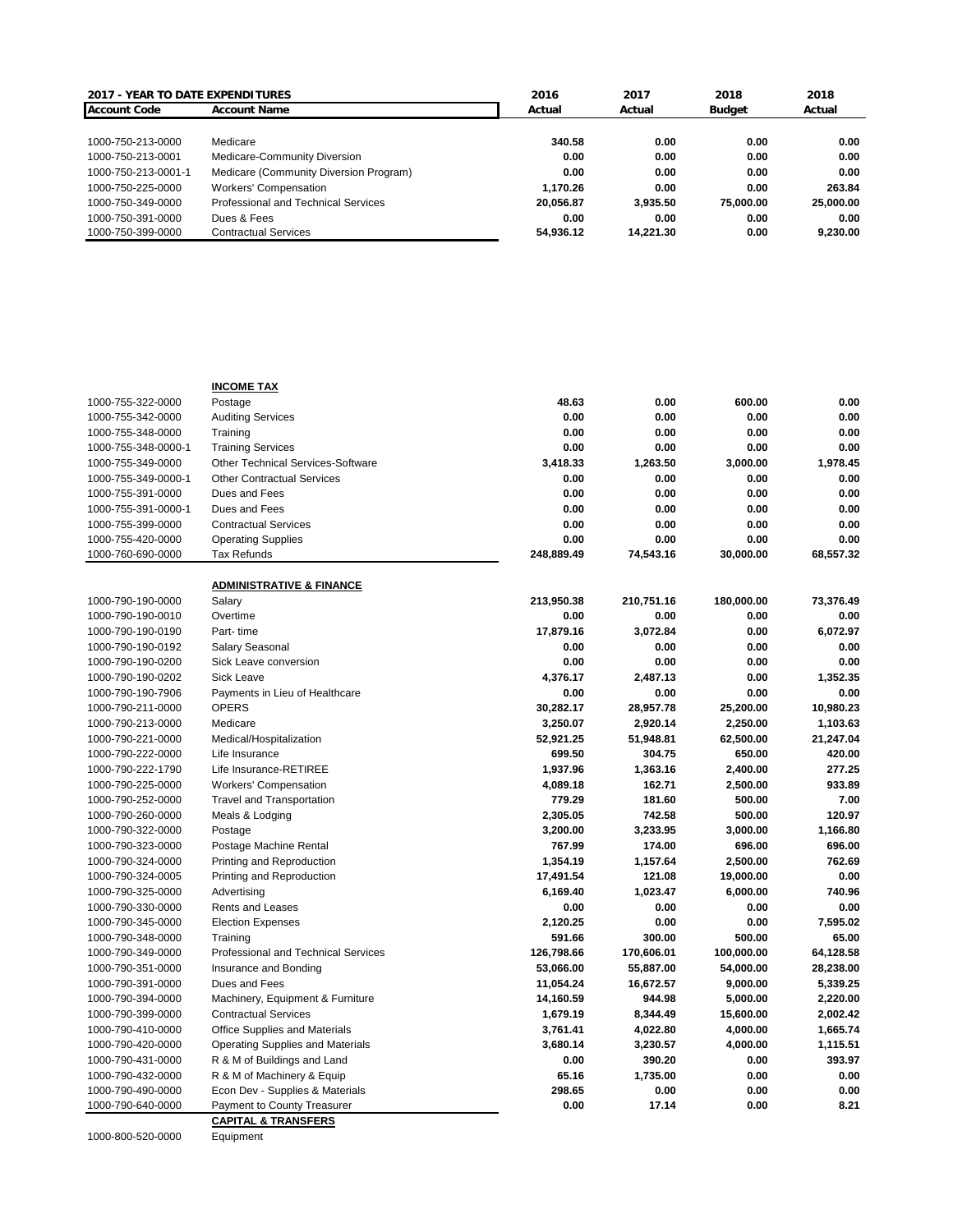| 2017 - YEAR TO DATE EXPENDITURES | | 2016 | 2017 | 2018 | 2018 |
|---|---|---|---|---|---|
| **Account Code** | **Account Name** | **Actual** | **Actual** | **Budget** | **Actual** |
| 1000-750-213-0000 | Medicare | 340.58 | 0.00 | 0.00 | 0.00 |
| 1000-750-213-0001 | Medicare-Community Diversion | 0.00 | 0.00 | 0.00 | 0.00 |
| 1000-750-213-0001-1 | Medicare (Community Diversion Program) | 0.00 | 0.00 | 0.00 | 0.00 |
| 1000-750-225-0000 | Workers' Compensation | 1,170.26 | 0.00 | 0.00 | 263.84 |
| 1000-750-349-0000 | Professional and Technical Services | 20,056.87 | 3,935.50 | 75,000.00 | 25,000.00 |
| 1000-750-391-0000 | Dues & Fees | 0.00 | 0.00 | 0.00 | 0.00 |
| 1000-750-399-0000 | Contractual Services | 54,936.12 | 14,221.30 | 0.00 | 9,230.00 |
| | **INCOME TAX** | | | | |
| 1000-755-322-0000 | Postage | 48.63 | 0.00 | 600.00 | 0.00 |
| 1000-755-342-0000 | Auditing Services | 0.00 | 0.00 | 0.00 | 0.00 |
| 1000-755-348-0000 | Training | 0.00 | 0.00 | 0.00 | 0.00 |
| 1000-755-348-0000-1 | Training Services | 0.00 | 0.00 | 0.00 | 0.00 |
| 1000-755-349-0000 | Other Technical Services-Software | 3,418.33 | 1,263.50 | 3,000.00 | 1,978.45 |
| 1000-755-349-0000-1 | Other Contractual Services | 0.00 | 0.00 | 0.00 | 0.00 |
| 1000-755-391-0000 | Dues and Fees | 0.00 | 0.00 | 0.00 | 0.00 |
| 1000-755-391-0000-1 | Dues and Fees | 0.00 | 0.00 | 0.00 | 0.00 |
| 1000-755-399-0000 | Contractual Services | 0.00 | 0.00 | 0.00 | 0.00 |
| 1000-755-420-0000 | Operating Supplies | 0.00 | 0.00 | 0.00 | 0.00 |
| 1000-760-690-0000 | Tax Refunds | 248,889.49 | 74,543.16 | 30,000.00 | 68,557.32 |
| | **ADMINISTRATIVE & FINANCE** | | | | |
| 1000-790-190-0000 | Salary | 213,950.38 | 210,751.16 | 180,000.00 | 73,376.49 |
| 1000-790-190-0010 | Overtime | 0.00 | 0.00 | 0.00 | 0.00 |
| 1000-790-190-0190 | Part- time | 17,879.16 | 3,072.84 | 0.00 | 6,072.97 |
| 1000-790-190-0192 | Salary Seasonal | 0.00 | 0.00 | 0.00 | 0.00 |
| 1000-790-190-0200 | Sick Leave conversion | 0.00 | 0.00 | 0.00 | 0.00 |
| 1000-790-190-0202 | Sick Leave | 4,376.17 | 2,487.13 | 0.00 | 1,352.35 |
| 1000-790-190-7906 | Payments in Lieu of Healthcare | 0.00 | 0.00 | 0.00 | 0.00 |
| 1000-790-211-0000 | OPERS | 30,282.17 | 28,957.78 | 25,200.00 | 10,980.23 |
| 1000-790-213-0000 | Medicare | 3,250.07 | 2,920.14 | 2,250.00 | 1,103.63 |
| 1000-790-221-0000 | Medical/Hospitalization | 52,921.25 | 51,948.81 | 62,500.00 | 21,247.04 |
| 1000-790-222-0000 | Life Insurance | 699.50 | 304.75 | 650.00 | 420.00 |
| 1000-790-222-1790 | Life Insurance-RETIREE | 1,937.96 | 1,363.16 | 2,400.00 | 277.25 |
| 1000-790-225-0000 | Workers' Compensation | 4,089.18 | 162.71 | 2,500.00 | 933.89 |
| 1000-790-252-0000 | Travel and Transportation | 779.29 | 181.60 | 500.00 | 7.00 |
| 1000-790-260-0000 | Meals & Lodging | 2,305.05 | 742.58 | 500.00 | 120.97 |
| 1000-790-322-0000 | Postage | 3,200.00 | 3,233.95 | 3,000.00 | 1,166.80 |
| 1000-790-323-0000 | Postage Machine Rental | 767.99 | 174.00 | 696.00 | 696.00 |
| 1000-790-324-0000 | Printing and Reproduction | 1,354.19 | 1,157.64 | 2,500.00 | 762.69 |
| 1000-790-324-0005 | Printing and Reproduction | 17,491.54 | 121.08 | 19,000.00 | 0.00 |
| 1000-790-325-0000 | Advertising | 6,169.40 | 1,023.47 | 6,000.00 | 740.96 |
| 1000-790-330-0000 | Rents and Leases | 0.00 | 0.00 | 0.00 | 0.00 |
| 1000-790-345-0000 | Election Expenses | 2,120.25 | 0.00 | 0.00 | 7,595.02 |
| 1000-790-348-0000 | Training | 591.66 | 300.00 | 500.00 | 65.00 |
| 1000-790-349-0000 | Professional and Technical Services | 126,798.66 | 170,606.01 | 100,000.00 | 64,128.58 |
| 1000-790-351-0000 | Insurance and Bonding | 53,066.00 | 55,887.00 | 54,000.00 | 28,238.00 |
| 1000-790-391-0000 | Dues and Fees | 11,054.24 | 16,672.57 | 9,000.00 | 5,339.25 |
| 1000-790-394-0000 | Machinery, Equipment & Furniture | 14,160.59 | 944.98 | 5,000.00 | 2,220.00 |
| 1000-790-399-0000 | Contractual Services | 1,679.19 | 8,344.49 | 15,600.00 | 2,002.42 |
| 1000-790-410-0000 | Office Supplies and Materials | 3,761.41 | 4,022.80 | 4,000.00 | 1,665.74 |
| 1000-790-420-0000 | Operating Supplies and Materials | 3,680.14 | 3,230.57 | 4,000.00 | 1,115.51 |
| 1000-790-431-0000 | R & M of Buildings and Land | 0.00 | 390.20 | 0.00 | 393.97 |
| 1000-790-432-0000 | R & M of Machinery & Equip | 65.16 | 1,735.00 | 0.00 | 0.00 |
| 1000-790-490-0000 | Econ Dev - Supplies & Materials | 298.65 | 0.00 | 0.00 | 0.00 |
| 1000-790-640-0000 | Payment to County Treasurer | 0.00 | 17.14 | 0.00 | 8.21 |
| | **CAPITAL & TRANSFERS** | | | | |
| 1000-800-520-0000 | Equipment | | | | |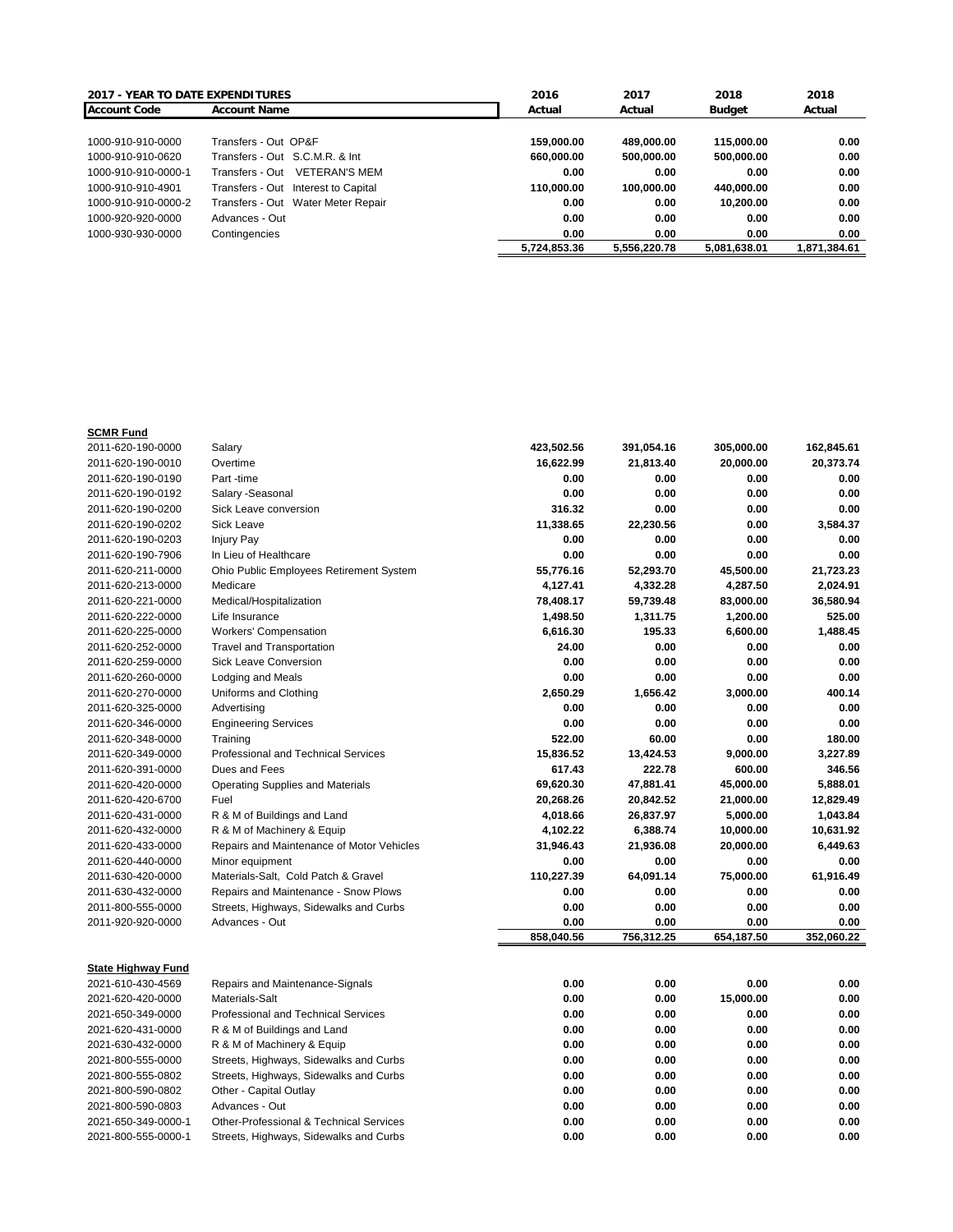| 2017 - YEAR TO DATE EXPENDITURES | | 2016 | 2017 | 2018 | 2018 |
|---|---|---|---|---|---|
| **Account Code** | **Account Name** | **Actual** | **Actual** | **Budget** | **Actual** |
| 1000-910-910-0000 | Transfers - Out OP&F | 159,000.00 | 489,000.00 | 115,000.00 | 0.00 |
| 1000-910-910-0620 | Transfers - Out S.C.M.R. & Int | 660,000.00 | 500,000.00 | 500,000.00 | 0.00 |
| 1000-910-910-0000-1 | Transfers - Out VETERAN'S MEM | 0.00 | 0.00 | 0.00 | 0.00 |
| 1000-910-910-4901 | Transfers - Out Interest to Capital | 110,000.00 | 100,000.00 | 440,000.00 | 0.00 |
| 1000-910-910-0000-2 | Transfers - Out Water Meter Repair | 0.00 | 0.00 | 10,200.00 | 0.00 |
| 1000-920-920-0000 | Advances - Out | 0.00 | 0.00 | 0.00 | 0.00 |
| 1000-930-930-0000 | Contingencies | 0.00 | 0.00 | 0.00 | 0.00 |
| | | 5,724,853.36 | 5,556,220.78 | 5,081,638.01 | 1,871,384.61 |

| **SCMR Fund** | | | | | |
|---|---|---|---|---|---|
| 2011-620-190-0000 | Salary | 423,502.56 | 391,054.16 | 305,000.00 | 162,845.61 |
| 2011-620-190-0010 | Overtime | 16,622.99 | 21,813.40 | 20,000.00 | 20,373.74 |
| 2011-620-190-0190 | Part -time | 0.00 | 0.00 | 0.00 | 0.00 |
| 2011-620-190-0192 | Salary -Seasonal | 0.00 | 0.00 | 0.00 | 0.00 |
| 2011-620-190-0200 | Sick Leave conversion | 316.32 | 0.00 | 0.00 | 0.00 |
| 2011-620-190-0202 | Sick Leave | 11,338.65 | 22,230.56 | 0.00 | 3,584.37 |
| 2011-620-190-0203 | Injury Pay | 0.00 | 0.00 | 0.00 | 0.00 |
| 2011-620-190-7906 | In Lieu of Healthcare | 0.00 | 0.00 | 0.00 | 0.00 |
| 2011-620-211-0000 | Ohio Public Employees Retirement System | 55,776.16 | 52,293.70 | 45,500.00 | 21,723.23 |
| 2011-620-213-0000 | Medicare | 4,127.41 | 4,332.28 | 4,287.50 | 2,024.91 |
| 2011-620-221-0000 | Medical/Hospitalization | 78,408.17 | 59,739.48 | 83,000.00 | 36,580.94 |
| 2011-620-222-0000 | Life Insurance | 1,498.50 | 1,311.75 | 1,200.00 | 525.00 |
| 2011-620-225-0000 | Workers' Compensation | 6,616.30 | 195.33 | 6,600.00 | 1,488.45 |
| 2011-620-252-0000 | Travel and Transportation | 24.00 | 0.00 | 0.00 | 0.00 |
| 2011-620-259-0000 | Sick Leave Conversion | 0.00 | 0.00 | 0.00 | 0.00 |
| 2011-620-260-0000 | Lodging and Meals | 0.00 | 0.00 | 0.00 | 0.00 |
| 2011-620-270-0000 | Uniforms and Clothing | 2,650.29 | 1,656.42 | 3,000.00 | 400.14 |
| 2011-620-325-0000 | Advertising | 0.00 | 0.00 | 0.00 | 0.00 |
| 2011-620-346-0000 | Engineering Services | 0.00 | 0.00 | 0.00 | 0.00 |
| 2011-620-348-0000 | Training | 522.00 | 60.00 | 0.00 | 180.00 |
| 2011-620-349-0000 | Professional and Technical Services | 15,836.52 | 13,424.53 | 9,000.00 | 3,227.89 |
| 2011-620-391-0000 | Dues and Fees | 617.43 | 222.78 | 600.00 | 346.56 |
| 2011-620-420-0000 | Operating Supplies and Materials | 69,620.30 | 47,881.41 | 45,000.00 | 5,888.01 |
| 2011-620-420-6700 | Fuel | 20,268.26 | 20,842.52 | 21,000.00 | 12,829.49 |
| 2011-620-431-0000 | R & M of Buildings and Land | 4,018.66 | 26,837.97 | 5,000.00 | 1,043.84 |
| 2011-620-432-0000 | R & M of Machinery & Equip | 4,102.22 | 6,388.74 | 10,000.00 | 10,631.92 |
| 2011-620-433-0000 | Repairs and Maintenance of Motor Vehicles | 31,946.43 | 21,936.08 | 20,000.00 | 6,449.63 |
| 2011-620-440-0000 | Minor equipment | 0.00 | 0.00 | 0.00 | 0.00 |
| 2011-630-420-0000 | Materials-Salt, Cold Patch & Gravel | 110,227.39 | 64,091.14 | 75,000.00 | 61,916.49 |
| 2011-630-432-0000 | Repairs and Maintenance - Snow Plows | 0.00 | 0.00 | 0.00 | 0.00 |
| 2011-800-555-0000 | Streets, Highways, Sidewalks and Curbs | 0.00 | 0.00 | 0.00 | 0.00 |
| 2011-920-920-0000 | Advances - Out | 0.00 | 0.00 | 0.00 | 0.00 |
| | | 858,040.56 | 756,312.25 | 654,187.50 | 352,060.22 |

| **State Highway Fund** | | | | | |
|---|---|---|---|---|---|
| 2021-610-430-4569 | Repairs and Maintenance-Signals | 0.00 | 0.00 | 0.00 | 0.00 |
| 2021-620-420-0000 | Materials-Salt | 0.00 | 0.00 | 15,000.00 | 0.00 |
| 2021-650-349-0000 | Professional and Technical Services | 0.00 | 0.00 | 0.00 | 0.00 |
| 2021-620-431-0000 | R & M of Buildings and Land | 0.00 | 0.00 | 0.00 | 0.00 |
| 2021-630-432-0000 | R & M of Machinery & Equip | 0.00 | 0.00 | 0.00 | 0.00 |
| 2021-800-555-0000 | Streets, Highways, Sidewalks and Curbs | 0.00 | 0.00 | 0.00 | 0.00 |
| 2021-800-555-0802 | Streets, Highways, Sidewalks and Curbs | 0.00 | 0.00 | 0.00 | 0.00 |
| 2021-800-590-0802 | Other - Capital Outlay | 0.00 | 0.00 | 0.00 | 0.00 |
| 2021-800-590-0803 | Advances - Out | 0.00 | 0.00 | 0.00 | 0.00 |
| 2021-650-349-0000-1 | Other-Professional & Technical Services | 0.00 | 0.00 | 0.00 | 0.00 |
| 2021-800-555-0000-1 | Streets, Highways, Sidewalks and Curbs | 0.00 | 0.00 | 0.00 | 0.00 |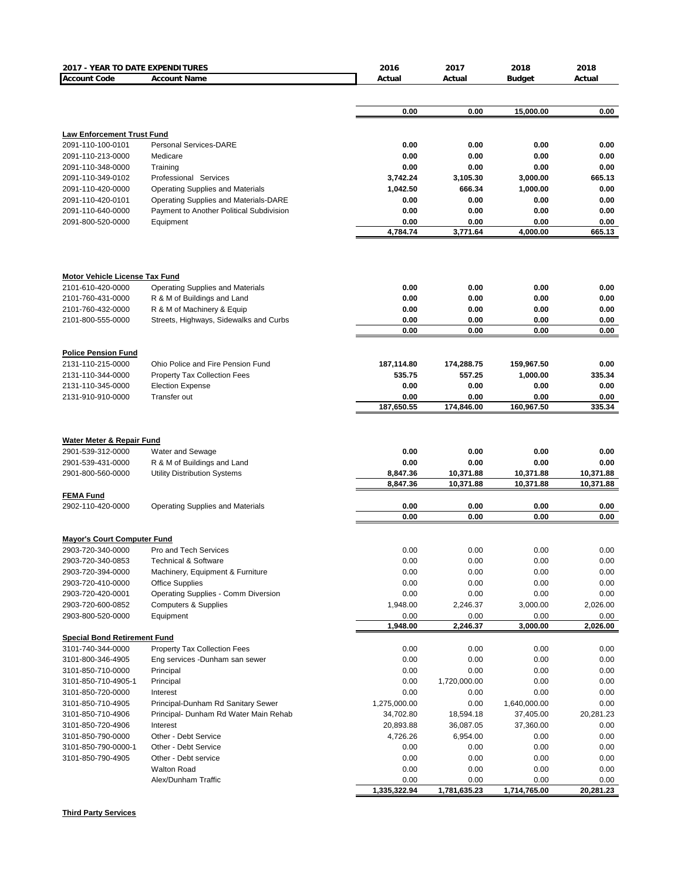| 2017 - YEAR TO DATE EXPENDITURES | | 2016 | 2017 | 2018 | 2018 |
|---|---|---|---|---|---|
| Account Code | Account Name | Actual | Actual | Budget | Actual |
| | | **0.00** | **0.00** | **15,000.00** | **0.00** |
| **Law Enforcement Trust Fund** | | | | | |
| 2091-110-100-0101 | Personal Services-DARE | **0.00** | **0.00** | **0.00** | **0.00** |
| 2091-110-213-0000 | Medicare | **0.00** | **0.00** | **0.00** | **0.00** |
| 2091-110-348-0000 | Training | **0.00** | **0.00** | **0.00** | **0.00** |
| 2091-110-349-0102 | Professional Services | **3,742.24** | **3,105.30** | **3,000.00** | **665.13** |
| 2091-110-420-0000 | Operating Supplies and Materials | **1,042.50** | **666.34** | **1,000.00** | **0.00** |
| 2091-110-420-0101 | Operating Supplies and Materials-DARE | **0.00** | **0.00** | **0.00** | **0.00** |
| 2091-110-640-0000 | Payment to Another Political Subdivision | **0.00** | **0.00** | **0.00** | **0.00** |
| 2091-800-520-0000 | Equipment | **0.00** | **0.00** | **0.00** | **0.00** |
| | | **4,784.74** | **3,771.64** | **4,000.00** | **665.13** |
| **Motor Vehicle License Tax Fund** | | | | | |
| 2101-610-420-0000 | Operating Supplies and Materials | **0.00** | **0.00** | **0.00** | **0.00** |
| 2101-760-431-0000 | R & M of Buildings and Land | **0.00** | **0.00** | **0.00** | **0.00** |
| 2101-760-432-0000 | R & M of Machinery & Equip | **0.00** | **0.00** | **0.00** | **0.00** |
| 2101-800-555-0000 | Streets, Highways, Sidewalks and Curbs | **0.00** | **0.00** | **0.00** | **0.00** |
| | | **0.00** | **0.00** | **0.00** | **0.00** |
| **Police Pension Fund** | | | | | |
| 2131-110-215-0000 | Ohio Police and Fire Pension Fund | **187,114.80** | **174,288.75** | **159,967.50** | **0.00** |
| 2131-110-344-0000 | Property Tax Collection Fees | **535.75** | **557.25** | **1,000.00** | **335.34** |
| 2131-110-345-0000 | Election Expense | **0.00** | **0.00** | **0.00** | **0.00** |
| 2131-910-910-0000 | Transfer out | **0.00** | **0.00** | **0.00** | **0.00** |
| | | **187,650.55** | **174,846.00** | **160,967.50** | **335.34** |
| **Water Meter & Repair Fund** | | | | | |
| 2901-539-312-0000 | Water and Sewage | **0.00** | **0.00** | **0.00** | **0.00** |
| 2901-539-431-0000 | R & M of Buildings and Land | **0.00** | **0.00** | **0.00** | **0.00** |
| 2901-800-560-0000 | Utility Distribution Systems | **8,847.36** | **10,371.88** | **10,371.88** | **10,371.88** |
| | | **8,847.36** | **10,371.88** | **10,371.88** | **10,371.88** |
| **FEMA Fund** | | | | | |
| 2902-110-420-0000 | Operating Supplies and Materials | **0.00** | **0.00** | **0.00** | **0.00** |
| | | **0.00** | **0.00** | **0.00** | **0.00** |
| **Mayor's Court Computer Fund** | | | | | |
| 2903-720-340-0000 | Pro and Tech Services | 0.00 | 0.00 | 0.00 | 0.00 |
| 2903-720-340-0853 | Technical & Software | 0.00 | 0.00 | 0.00 | 0.00 |
| 2903-720-394-0000 | Machinery, Equipment & Furniture | 0.00 | 0.00 | 0.00 | 0.00 |
| 2903-720-410-0000 | Office Supplies | 0.00 | 0.00 | 0.00 | 0.00 |
| 2903-720-420-0001 | Operating Supplies - Comm Diversion | 0.00 | 0.00 | 0.00 | 0.00 |
| 2903-720-600-0852 | Computers & Supplies | 1,948.00 | 2,246.37 | 3,000.00 | 2,026.00 |
| 2903-800-520-0000 | Equipment | 0.00 | 0.00 | 0.00 | 0.00 |
| | | **1,948.00** | **2,246.37** | **3,000.00** | **2,026.00** |
| **Special Bond Retirement Fund** | | | | | |
| 3101-740-344-0000 | Property Tax Collection Fees | 0.00 | 0.00 | 0.00 | 0.00 |
| 3101-800-346-4905 | Eng services -Dunham san sewer | 0.00 | 0.00 | 0.00 | 0.00 |
| 3101-850-710-0000 | Principal | 0.00 | 0.00 | 0.00 | 0.00 |
| 3101-850-710-4905-1 | Principal | 0.00 | 1,720,000.00 | 0.00 | 0.00 |
| 3101-850-720-0000 | Interest | 0.00 | 0.00 | 0.00 | 0.00 |
| 3101-850-710-4905 | Principal-Dunham Rd Sanitary Sewer | 1,275,000.00 | 0.00 | 1,640,000.00 | 0.00 |
| 3101-850-710-4906 | Principal- Dunham Rd Water Main Rehab | 34,702.80 | 18,594.18 | 37,405.00 | 20,281.23 |
| 3101-850-720-4906 | Interest | 20,893.88 | 36,087.05 | 37,360.00 | 0.00 |
| 3101-850-790-0000 | Other - Debt Service | 4,726.26 | 6,954.00 | 0.00 | 0.00 |
| 3101-850-790-0000-1 | Other - Debt Service | 0.00 | 0.00 | 0.00 | 0.00 |
| 3101-850-790-4905 | Other - Debt service | 0.00 | 0.00 | 0.00 | 0.00 |
| | Walton Road | 0.00 | 0.00 | 0.00 | 0.00 |
| | Alex/Dunham Traffic | 0.00 | 0.00 | 0.00 | 0.00 |
| | | **1,335,322.94** | **1,781,635.23** | **1,714,765.00** | **20,281.23** |

**Third Party Services**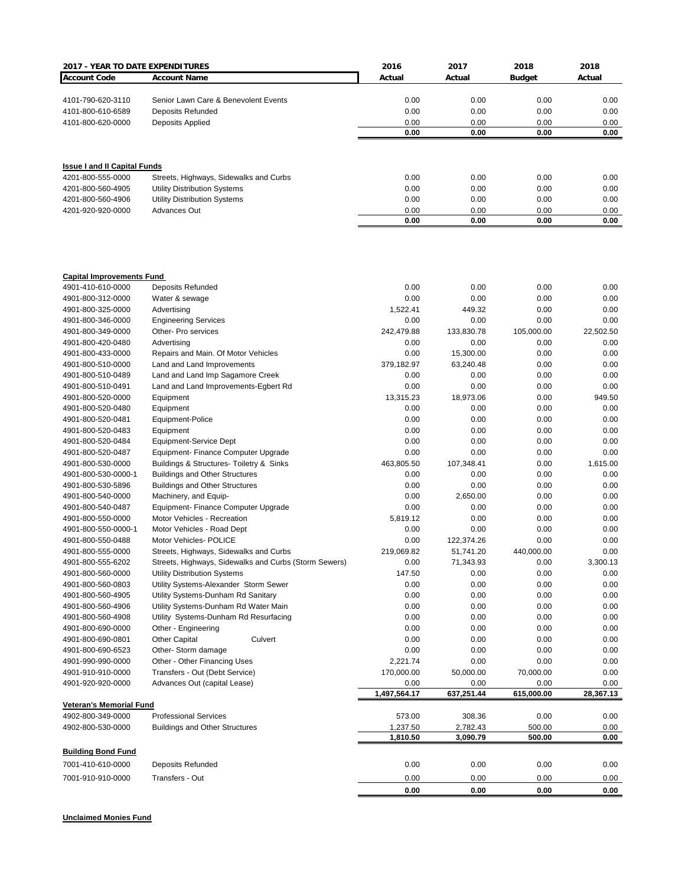| 2017 - YEAR TO DATE EXPENDITURES | | 2016 | 2017 | 2018 | 2018 |
|---|---|---|---|---|---|
| **Account Code** | **Account Name** | **Actual** | **Actual** | **Budget** | **Actual** |
| 4101-790-620-3110 | Senior Lawn Care & Benevolent Events | 0.00 | 0.00 | 0.00 | 0.00 |
| 4101-800-610-6589 | Deposits Refunded | 0.00 | 0.00 | 0.00 | 0.00 |
| 4101-800-620-0000 | Deposits Applied | 0.00 | 0.00 | 0.00 | 0.00 |
| | | **0.00** | **0.00** | **0.00** | **0.00** |
| **Issue I and II Capital Funds** | | | | | |
| 4201-800-555-0000 | Streets, Highways, Sidewalks and Curbs | 0.00 | 0.00 | 0.00 | 0.00 |
| 4201-800-560-4905 | Utility Distribution Systems | 0.00 | 0.00 | 0.00 | 0.00 |
| 4201-800-560-4906 | Utility Distribution Systems | 0.00 | 0.00 | 0.00 | 0.00 |
| 4201-920-920-0000 | Advances Out | 0.00 | 0.00 | 0.00 | 0.00 |
| | | **0.00** | **0.00** | **0.00** | **0.00** |
| **Capital Improvements Fund** | | | | | |
| 4901-410-610-0000 | Deposits Refunded | 0.00 | 0.00 | 0.00 | 0.00 |
| 4901-800-312-0000 | Water & sewage | 0.00 | 0.00 | 0.00 | 0.00 |
| 4901-800-325-0000 | Advertising | 1,522.41 | 449.32 | 0.00 | 0.00 |
| 4901-800-346-0000 | Engineering Services | 0.00 | 0.00 | 0.00 | 0.00 |
| 4901-800-349-0000 | Other- Pro services | 242,479.88 | 133,830.78 | 105,000.00 | 22,502.50 |
| 4901-800-420-0480 | Advertising | 0.00 | 0.00 | 0.00 | 0.00 |
| 4901-800-433-0000 | Repairs and Main. Of Motor Vehicles | 0.00 | 15,300.00 | 0.00 | 0.00 |
| 4901-800-510-0000 | Land and Land Improvements | 379,182.97 | 63,240.48 | 0.00 | 0.00 |
| 4901-800-510-0489 | Land and Land Imp Sagamore Creek | 0.00 | 0.00 | 0.00 | 0.00 |
| 4901-800-510-0491 | Land and Land Improvements-Egbert Rd | 0.00 | 0.00 | 0.00 | 0.00 |
| 4901-800-520-0000 | Equipment | 13,315.23 | 18,973.06 | 0.00 | 949.50 |
| 4901-800-520-0480 | Equipment | 0.00 | 0.00 | 0.00 | 0.00 |
| 4901-800-520-0481 | Equipment-Police | 0.00 | 0.00 | 0.00 | 0.00 |
| 4901-800-520-0483 | Equipment | 0.00 | 0.00 | 0.00 | 0.00 |
| 4901-800-520-0484 | Equipment-Service Dept | 0.00 | 0.00 | 0.00 | 0.00 |
| 4901-800-520-0487 | Equipment- Finance Computer Upgrade | 0.00 | 0.00 | 0.00 | 0.00 |
| 4901-800-530-0000 | Buildings & Structures- Toiletry & Sinks | 463,805.50 | 107,348.41 | 0.00 | 1,615.00 |
| 4901-800-530-0000-1 | Buildings and Other Structures | 0.00 | 0.00 | 0.00 | 0.00 |
| 4901-800-530-5896 | Buildings and Other Structures | 0.00 | 0.00 | 0.00 | 0.00 |
| 4901-800-540-0000 | Machinery, and Equip- | 0.00 | 2,650.00 | 0.00 | 0.00 |
| 4901-800-540-0487 | Equipment- Finance Computer Upgrade | 0.00 | 0.00 | 0.00 | 0.00 |
| 4901-800-550-0000 | Motor Vehicles - Recreation | 5,819.12 | 0.00 | 0.00 | 0.00 |
| 4901-800-550-0000-1 | Motor Vehicles - Road Dept | 0.00 | 0.00 | 0.00 | 0.00 |
| 4901-800-550-0488 | Motor Vehicles- POLICE | 0.00 | 122,374.26 | 0.00 | 0.00 |
| 4901-800-555-0000 | Streets, Highways, Sidewalks and Curbs | 219,069.82 | 51,741.20 | 440,000.00 | 0.00 |
| 4901-800-555-6202 | Streets, Highways, Sidewalks and Curbs (Storm Sewers) | 0.00 | 71,343.93 | 0.00 | 3,300.13 |
| 4901-800-560-0000 | Utility Distribution Systems | 147.50 | 0.00 | 0.00 | 0.00 |
| 4901-800-560-0803 | Utility Systems-Alexander Storm Sewer | 0.00 | 0.00 | 0.00 | 0.00 |
| 4901-800-560-4905 | Utility Systems-Dunham Rd Sanitary | 0.00 | 0.00 | 0.00 | 0.00 |
| 4901-800-560-4906 | Utility Systems-Dunham Rd Water Main | 0.00 | 0.00 | 0.00 | 0.00 |
| 4901-800-560-4908 | Utility Systems-Dunham Rd Resurfacing | 0.00 | 0.00 | 0.00 | 0.00 |
| 4901-800-690-0000 | Other - Engineering | 0.00 | 0.00 | 0.00 | 0.00 |
| 4901-800-690-0801 | Other Capital Culvert | 0.00 | 0.00 | 0.00 | 0.00 |
| 4901-800-690-6523 | Other- Storm damage | 0.00 | 0.00 | 0.00 | 0.00 |
| 4901-990-990-0000 | Other - Other Financing Uses | 2,221.74 | 0.00 | 0.00 | 0.00 |
| 4901-910-910-0000 | Transfers - Out (Debt Service) | 170,000.00 | 50,000.00 | 70,000.00 | 0.00 |
| 4901-920-920-0000 | Advances Out (capital Lease) | 0.00 | 0.00 | 0.00 | 0.00 |
| | | **1,497,564.17** | **637,251.44** | **615,000.00** | **28,367.13** |
| **Veteran's Memorial Fund** | | | | | |
| 4902-800-349-0000 | Professional Services | 573.00 | 308.36 | 0.00 | 0.00 |
| 4902-800-530-0000 | Buildings and Other Structures | 1,237.50 | 2,782.43 | 500.00 | 0.00 |
| | | **1,810.50** | **3,090.79** | **500.00** | **0.00** |
| **Building Bond Fund** | | | | | |
| 7001-410-610-0000 | Deposits Refunded | 0.00 | 0.00 | 0.00 | 0.00 |
| 7001-910-910-0000 | Transfers - Out | 0.00 | 0.00 | 0.00 | 0.00 |
| | | **0.00** | **0.00** | **0.00** | **0.00** |

**Unclaimed Monies Fund**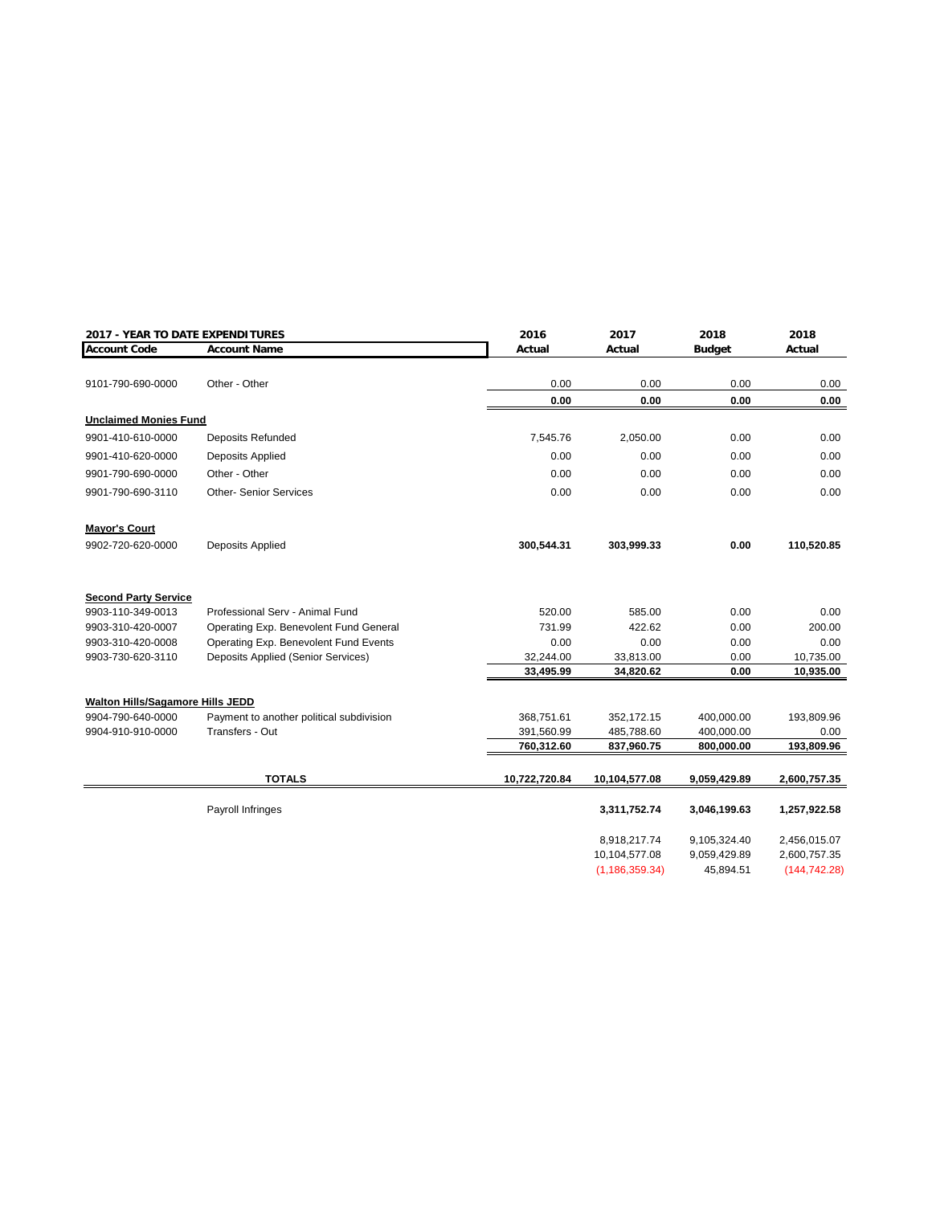| 2017 - YEAR TO DATE EXPENDITURES | | 2016 | 2017 | 2018 | 2018 |
|---|---|---|---|---|---|
| **Account Code** | **Account Name** | **Actual** | **Actual** | **Budget** | **Actual** |
| 9101-790-690-0000 | Other - Other | 0.00 | 0.00 | 0.00 | 0.00 |
| | | **0.00** | **0.00** | **0.00** | **0.00** |
| **Unclaimed Monies Fund** | | | | | |
| 9901-410-610-0000 | Deposits Refunded | 7,545.76 | 2,050.00 | 0.00 | 0.00 |
| 9901-410-620-0000 | Deposits Applied | 0.00 | 0.00 | 0.00 | 0.00 |
| 9901-790-690-0000 | Other - Other | 0.00 | 0.00 | 0.00 | 0.00 |
| 9901-790-690-3110 | Other- Senior Services | 0.00 | 0.00 | 0.00 | 0.00 |
| **Mayor's Court** | | | | | |
| 9902-720-620-0000 | Deposits Applied | **300,544.31** | **303,999.33** | **0.00** | **110,520.85** |
| **Second Party Service** | | | | | |
| 9903-110-349-0013 | Professional Serv - Animal Fund | 520.00 | 585.00 | 0.00 | 0.00 |
| 9903-310-420-0007 | Operating Exp. Benevolent Fund General | 731.99 | 422.62 | 0.00 | 200.00 |
| 9903-310-420-0008 | Operating Exp. Benevolent Fund Events | 0.00 | 0.00 | 0.00 | 0.00 |
| 9903-730-620-3110 | Deposits Applied (Senior Services) | 32,244.00 | 33,813.00 | 0.00 | 10,735.00 |
| | | **33,495.99** | **34,820.62** | **0.00** | **10,935.00** |
| **Walton Hills/Sagamore Hills JEDD** | | | | | |
| 9904-790-640-0000 | Payment to another political subdivision | 368,751.61 | 352,172.15 | 400,000.00 | 193,809.96 |
| 9904-910-910-0000 | Transfers - Out | 391,560.99 | 485,788.60 | 400,000.00 | 0.00 |
| | | **760,312.60** | **837,960.75** | **800,000.00** | **193,809.96** |
| | **TOTALS** | **10,722,720.84** | **10,104,577.08** | **9,059,429.89** | **2,600,757.35** |
| | Payroll Infringes | | **3,311,752.74** | **3,046,199.63** | **1,257,922.58** |
| | | | 8,918,217.74 | 9,105,324.40 | 2,456,015.07 |
| | | | 10,104,577.08 | 9,059,429.89 | 2,600,757.35 |
| | | | (1,186,359.34) | 45,894.51 | (144,742.28) |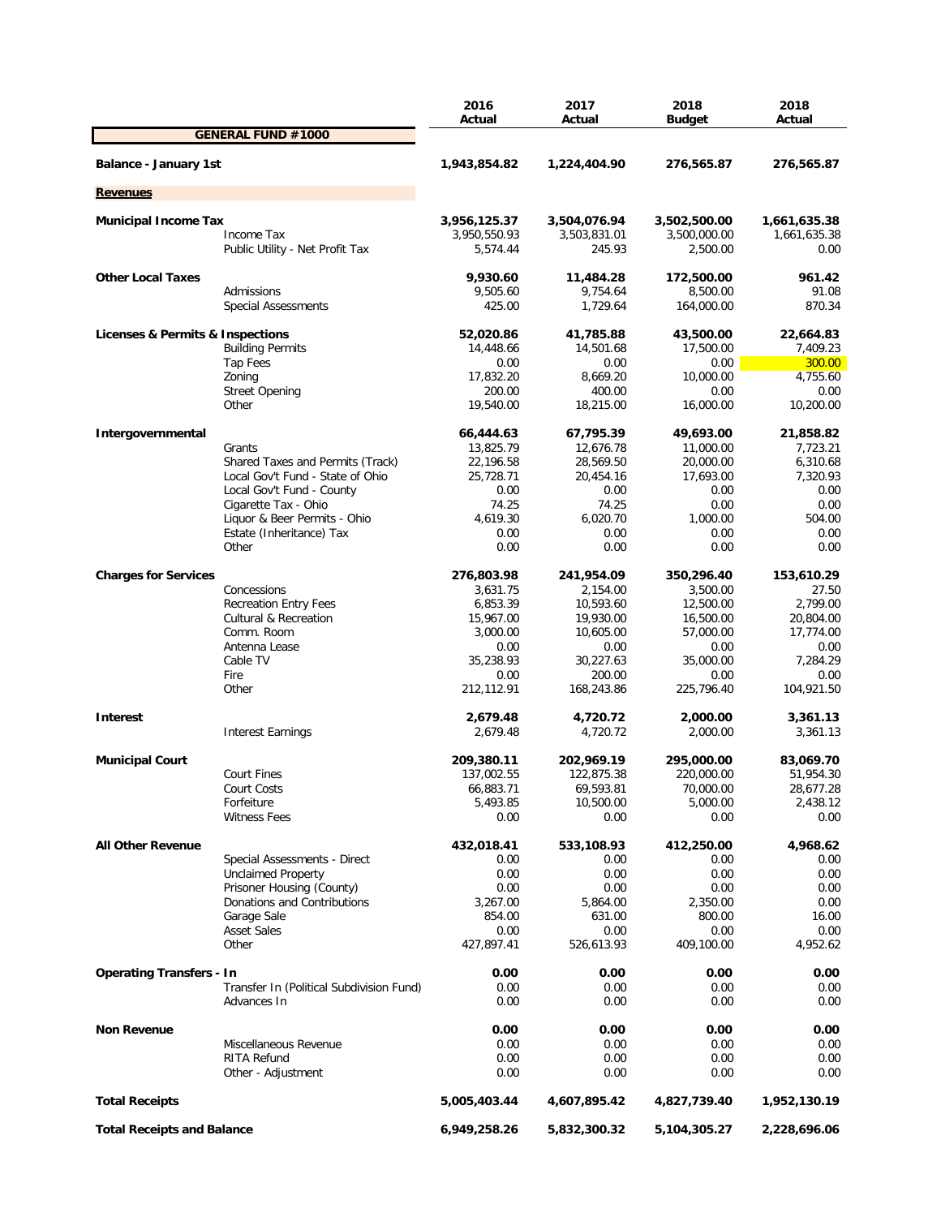| | | 2016 Actual | 2017 Actual | 2018 Budget | 2018 Actual |
|---|---|---|---|---|---|
| **GENERAL FUND #1000** | | | | | |
| **Balance - January 1st** | | **1,943,854.82** | **1,224,404.90** | **276,565.87** | **276,565.87** |
| **Revenues** | | | | | |
| **Municipal Income Tax** | | **3,956,125.37** | **3,504,076.94** | **3,502,500.00** | **1,661,635.38** |
| | Income Tax | 3,950,550.93 | 3,503,831.01 | 3,500,000.00 | 1,661,635.38 |
| | Public Utility - Net Profit Tax | 5,574.44 | 245.93 | 2,500.00 | 0.00 |
| **Other Local Taxes** | | **9,930.60** | **11,484.28** | **172,500.00** | **961.42** |
| | Admissions | 9,505.60 | 9,754.64 | 8,500.00 | 91.08 |
| | Special Assessments | 425.00 | 1,729.64 | 164,000.00 | 870.34 |
| **Licenses & Permits & Inspections** | | **52,020.86** | **41,785.88** | **43,500.00** | **22,664.83** |
| | Building Permits | 14,448.66 | 14,501.68 | 17,500.00 | 7,409.23 |
| | Tap Fees | 0.00 | 0.00 | 0.00 | 300.00 |
| | Zoning | 17,832.20 | 8,669.20 | 10,000.00 | 4,755.60 |
| | Street Opening | 200.00 | 400.00 | 0.00 | 0.00 |
| | Other | 19,540.00 | 18,215.00 | 16,000.00 | 10,200.00 |
| **Intergovernmental** | | **66,444.63** | **67,795.39** | **49,693.00** | **21,858.82** |
| | Grants | 13,825.79 | 12,676.78 | 11,000.00 | 7,723.21 |
| | Shared Taxes and Permits (Track) | 22,196.58 | 28,569.50 | 20,000.00 | 6,310.68 |
| | Local Gov't Fund - State of Ohio | 25,728.71 | 20,454.16 | 17,693.00 | 7,320.93 |
| | Local Gov't Fund - County | 0.00 | 0.00 | 0.00 | 0.00 |
| | Cigarette Tax - Ohio | 74.25 | 74.25 | 0.00 | 0.00 |
| | Liquor & Beer Permits - Ohio | 4,619.30 | 6,020.70 | 1,000.00 | 504.00 |
| | Estate (Inheritance) Tax | 0.00 | 0.00 | 0.00 | 0.00 |
| | Other | 0.00 | 0.00 | 0.00 | 0.00 |
| **Charges for Services** | | **276,803.98** | **241,954.09** | **350,296.40** | **153,610.29** |
| | Concessions | 3,631.75 | 2,154.00 | 3,500.00 | 27.50 |
| | Recreation Entry Fees | 6,853.39 | 10,593.60 | 12,500.00 | 2,799.00 |
| | Cultural & Recreation | 15,967.00 | 19,930.00 | 16,500.00 | 20,804.00 |
| | Comm. Room | 3,000.00 | 10,605.00 | 57,000.00 | 17,774.00 |
| | Antenna Lease | 0.00 | 0.00 | 0.00 | 0.00 |
| | Cable TV | 35,238.93 | 30,227.63 | 35,000.00 | 7,284.29 |
| | Fire | 0.00 | 200.00 | 0.00 | 0.00 |
| | Other | 212,112.91 | 168,243.86 | 225,796.40 | 104,921.50 |
| **Interest** | | **2,679.48** | **4,720.72** | **2,000.00** | **3,361.13** |
| | Interest Earnings | 2,679.48 | 4,720.72 | 2,000.00 | 3,361.13 |
| **Municipal Court** | | **209,380.11** | **202,969.19** | **295,000.00** | **83,069.70** |
| | Court Fines | 137,002.55 | 122,875.38 | 220,000.00 | 51,954.30 |
| | Court Costs | 66,883.71 | 69,593.81 | 70,000.00 | 28,677.28 |
| | Forfeiture | 5,493.85 | 10,500.00 | 5,000.00 | 2,438.12 |
| | Witness Fees | 0.00 | 0.00 | 0.00 | 0.00 |
| **All Other Revenue** | | **432,018.41** | **533,108.93** | **412,250.00** | **4,968.62** |
| | Special Assessments - Direct | 0.00 | 0.00 | 0.00 | 0.00 |
| | Unclaimed Property | 0.00 | 0.00 | 0.00 | 0.00 |
| | Prisoner Housing (County) | 0.00 | 0.00 | 0.00 | 0.00 |
| | Donations and Contributions | 3,267.00 | 5,864.00 | 2,350.00 | 0.00 |
| | Garage Sale | 854.00 | 631.00 | 800.00 | 16.00 |
| | Asset Sales | 0.00 | 0.00 | 0.00 | 0.00 |
| | Other | 427,897.41 | 526,613.93 | 409,100.00 | 4,952.62 |
| **Operating Transfers - In** | | **0.00** | **0.00** | **0.00** | **0.00** |
| | Transfer In (Political Subdivision Fund) | 0.00 | 0.00 | 0.00 | 0.00 |
| | Advances In | 0.00 | 0.00 | 0.00 | 0.00 |
| **Non Revenue** | | **0.00** | **0.00** | **0.00** | **0.00** |
| | Miscellaneous Revenue | 0.00 | 0.00 | 0.00 | 0.00 |
| | RITA Refund | 0.00 | 0.00 | 0.00 | 0.00 |
| | Other - Adjustment | 0.00 | 0.00 | 0.00 | 0.00 |
| **Total Receipts** | | **5,005,403.44** | **4,607,895.42** | **4,827,739.40** | **1,952,130.19** |
| **Total Receipts and Balance** | | **6,949,258.26** | **5,832,300.32** | **5,104,305.27** | **2,228,696.06** |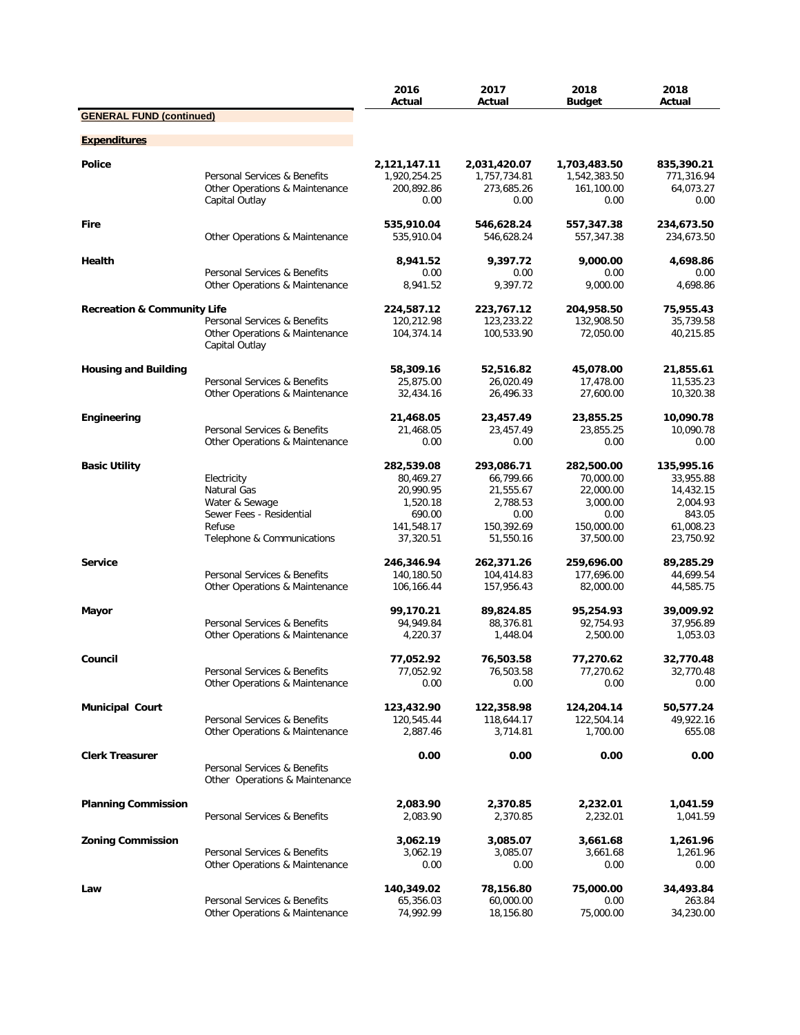| | | 2016 Actual | 2017 Actual | 2018 Budget | 2018 Actual |
|---|---|---|---|---|---|
| **GENERAL FUND (continued)** | | | | | |
| **Expenditures** | | | | | |
| **Police** | | **2,121,147.11** | **2,031,420.07** | **1,703,483.50** | **835,390.21** |
| | Personal Services & Benefits | 1,920,254.25 | 1,757,734.81 | 1,542,383.50 | 771,316.94 |
| | Other Operations & Maintenance | 200,892.86 | 273,685.26 | 161,100.00 | 64,073.27 |
| | Capital Outlay | 0.00 | 0.00 | 0.00 | 0.00 |
| **Fire** | | **535,910.04** | **546,628.24** | **557,347.38** | **234,673.50** |
| | Other Operations & Maintenance | 535,910.04 | 546,628.24 | 557,347.38 | 234,673.50 |
| **Health** | | **8,941.52** | **9,397.72** | **9,000.00** | **4,698.86** |
| | Personal Services & Benefits | 0.00 | 0.00 | 0.00 | 0.00 |
| | Other Operations & Maintenance | 8,941.52 | 9,397.72 | 9,000.00 | 4,698.86 |
| **Recreation & Community Life** | | **224,587.12** | **223,767.12** | **204,958.50** | **75,955.43** |
| | Personal Services & Benefits | 120,212.98 | 123,233.22 | 132,908.50 | 35,739.58 |
| | Other Operations & Maintenance | 104,374.14 | 100,533.90 | 72,050.00 | 40,215.85 |
| | Capital Outlay | | | | |
| **Housing and Building** | | **58,309.16** | **52,516.82** | **45,078.00** | **21,855.61** |
| | Personal Services & Benefits | 25,875.00 | 26,020.49 | 17,478.00 | 11,535.23 |
| | Other Operations & Maintenance | 32,434.16 | 26,496.33 | 27,600.00 | 10,320.38 |
| **Engineering** | | **21,468.05** | **23,457.49** | **23,855.25** | **10,090.78** |
| | Personal Services & Benefits | 21,468.05 | 23,457.49 | 23,855.25 | 10,090.78 |
| | Other Operations & Maintenance | 0.00 | 0.00 | 0.00 | 0.00 |
| **Basic Utility** | | **282,539.08** | **293,086.71** | **282,500.00** | **135,995.16** |
| | Electricity | 80,469.27 | 66,799.66 | 70,000.00 | 33,955.88 |
| | Natural Gas | 20,990.95 | 21,555.67 | 22,000.00 | 14,432.15 |
| | Water & Sewage | 1,520.18 | 2,788.53 | 3,000.00 | 2,004.93 |
| | Sewer Fees - Residential | 690.00 | 0.00 | 0.00 | 843.05 |
| | Refuse | 141,548.17 | 150,392.69 | 150,000.00 | 61,008.23 |
| | Telephone & Communications | 37,320.51 | 51,550.16 | 37,500.00 | 23,750.92 |
| **Service** | | **246,346.94** | **262,371.26** | **259,696.00** | **89,285.29** |
| | Personal Services & Benefits | 140,180.50 | 104,414.83 | 177,696.00 | 44,699.54 |
| | Other Operations & Maintenance | 106,166.44 | 157,956.43 | 82,000.00 | 44,585.75 |
| **Mayor** | | **99,170.21** | **89,824.85** | **95,254.93** | **39,009.92** |
| | Personal Services & Benefits | 94,949.84 | 88,376.81 | 92,754.93 | 37,956.89 |
| | Other Operations & Maintenance | 4,220.37 | 1,448.04 | 2,500.00 | 1,053.03 |
| **Council** | | **77,052.92** | **76,503.58** | **77,270.62** | **32,770.48** |
| | Personal Services & Benefits | 77,052.92 | 76,503.58 | 77,270.62 | 32,770.48 |
| | Other Operations & Maintenance | 0.00 | 0.00 | 0.00 | 0.00 |
| **Municipal Court** | | **123,432.90** | **122,358.98** | **124,204.14** | **50,577.24** |
| | Personal Services & Benefits | 120,545.44 | 118,644.17 | 122,504.14 | 49,922.16 |
| | Other Operations & Maintenance | 2,887.46 | 3,714.81 | 1,700.00 | 655.08 |
| **Clerk Treasurer** | | **0.00** | **0.00** | **0.00** | **0.00** |
| | Personal Services & Benefits | | | | |
| | Other Operations & Maintenance | | | | |
| **Planning Commission** | | **2,083.90** | **2,370.85** | **2,232.01** | **1,041.59** |
| | Personal Services & Benefits | 2,083.90 | 2,370.85 | 2,232.01 | 1,041.59 |
| **Zoning Commission** | | **3,062.19** | **3,085.07** | **3,661.68** | **1,261.96** |
| | Personal Services & Benefits | 3,062.19 | 3,085.07 | 3,661.68 | 1,261.96 |
| | Other Operations & Maintenance | 0.00 | 0.00 | 0.00 | 0.00 |
| **Law** | | **140,349.02** | **78,156.80** | **75,000.00** | **34,493.84** |
| | Personal Services & Benefits | 65,356.03 | 60,000.00 | 0.00 | 263.84 |
| | Other Operations & Maintenance | 74,992.99 | 18,156.80 | 75,000.00 | 34,230.00 |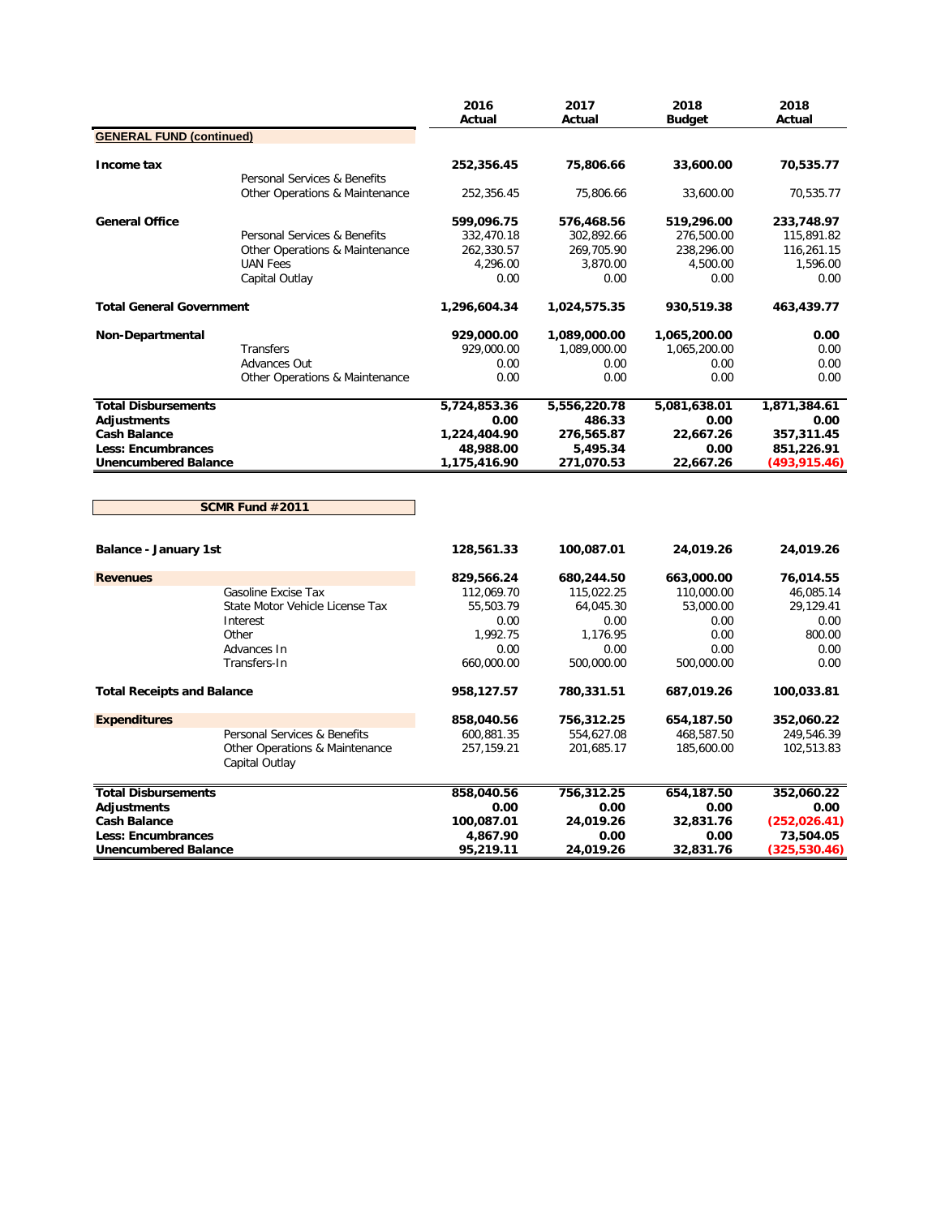| | | 2016 Actual | 2017 Actual | 2018 Budget | 2018 Actual |
|---|---|---|---|---|---|
| **GENERAL FUND (continued)** | | | | | |
| **Income tax** | | **252,356.45** | **75,806.66** | **33,600.00** | **70,535.77** |
| | Personal Services & Benefits | | | | |
| | Other Operations & Maintenance | 252,356.45 | 75,806.66 | 33,600.00 | 70,535.77 |
| **General Office** | | **599,096.75** | **576,468.56** | **519,296.00** | **233,748.97** |
| | Personal Services & Benefits | 332,470.18 | 302,892.66 | 276,500.00 | 115,891.82 |
| | Other Operations & Maintenance | 262,330.57 | 269,705.90 | 238,296.00 | 116,261.15 |
| | UAN Fees | 4,296.00 | 3,870.00 | 4,500.00 | 1,596.00 |
| | Capital Outlay | 0.00 | 0.00 | 0.00 | 0.00 |
| **Total General Government** | | **1,296,604.34** | **1,024,575.35** | **930,519.38** | **463,439.77** |
| **Non-Departmental** | | **929,000.00** | **1,089,000.00** | **1,065,200.00** | **0.00** |
| | Transfers | 929,000.00 | 1,089,000.00 | 1,065,200.00 | 0.00 |
| | Advances Out | 0.00 | 0.00 | 0.00 | 0.00 |
| | Other Operations & Maintenance | 0.00 | 0.00 | 0.00 | 0.00 |
| **Total Disbursements** | | **5,724,853.36** | **5,556,220.78** | **5,081,638.01** | **1,871,384.61** |
| **Adjustments** | | **0.00** | **486.33** | **0.00** | **0.00** |
| **Cash Balance** | | **1,224,404.90** | **276,565.87** | **22,667.26** | **357,311.45** |
| **Less: Encumbrances** | | **48,988.00** | **5,495.34** | **0.00** | **851,226.91** |
| **Unencumbered Balance** | | **1,175,416.90** | **271,070.53** | **22,667.26** | **(493,915.46)** |

| **SCMR Fund #2011** | | 2016 Actual | 2017 Actual | 2018 Budget | 2018 Actual |
|---|---|---|---|---|---|
| **Balance - January 1st** | | **128,561.33** | **100,087.01** | **24,019.26** | **24,019.26** |
| **Revenues** | | **829,566.24** | **680,244.50** | **663,000.00** | **76,014.55** |
| | Gasoline Excise Tax | 112,069.70 | 115,022.25 | 110,000.00 | 46,085.14 |
| | State Motor Vehicle License Tax | 55,503.79 | 64,045.30 | 53,000.00 | 29,129.41 |
| | Interest | 0.00 | 0.00 | 0.00 | 0.00 |
| | Other | 1,992.75 | 1,176.95 | 0.00 | 800.00 |
| | Advances In | 0.00 | 0.00 | 0.00 | 0.00 |
| | Transfers-In | 660,000.00 | 500,000.00 | 500,000.00 | 0.00 |
| **Total Receipts and Balance** | | **958,127.57** | **780,331.51** | **687,019.26** | **100,033.81** |
| **Expenditures** | | **858,040.56** | **756,312.25** | **654,187.50** | **352,060.22** |
| | Personal Services & Benefits | 600,881.35 | 554,627.08 | 468,587.50 | 249,546.39 |
| | Other Operations & Maintenance | 257,159.21 | 201,685.17 | 185,600.00 | 102,513.83 |
| | Capital Outlay | | | | |
| **Total Disbursements** | | **858,040.56** | **756,312.25** | **654,187.50** | **352,060.22** |
| **Adjustments** | | **0.00** | **0.00** | **0.00** | **0.00** |
| **Cash Balance** | | **100,087.01** | **24,019.26** | **32,831.76** | **(252,026.41)** |
| **Less: Encumbrances** | | **4,867.90** | **0.00** | **0.00** | **73,504.05** |
| **Unencumbered Balance** | | **95,219.11** | **24,019.26** | **32,831.76** | **(325,530.46)** |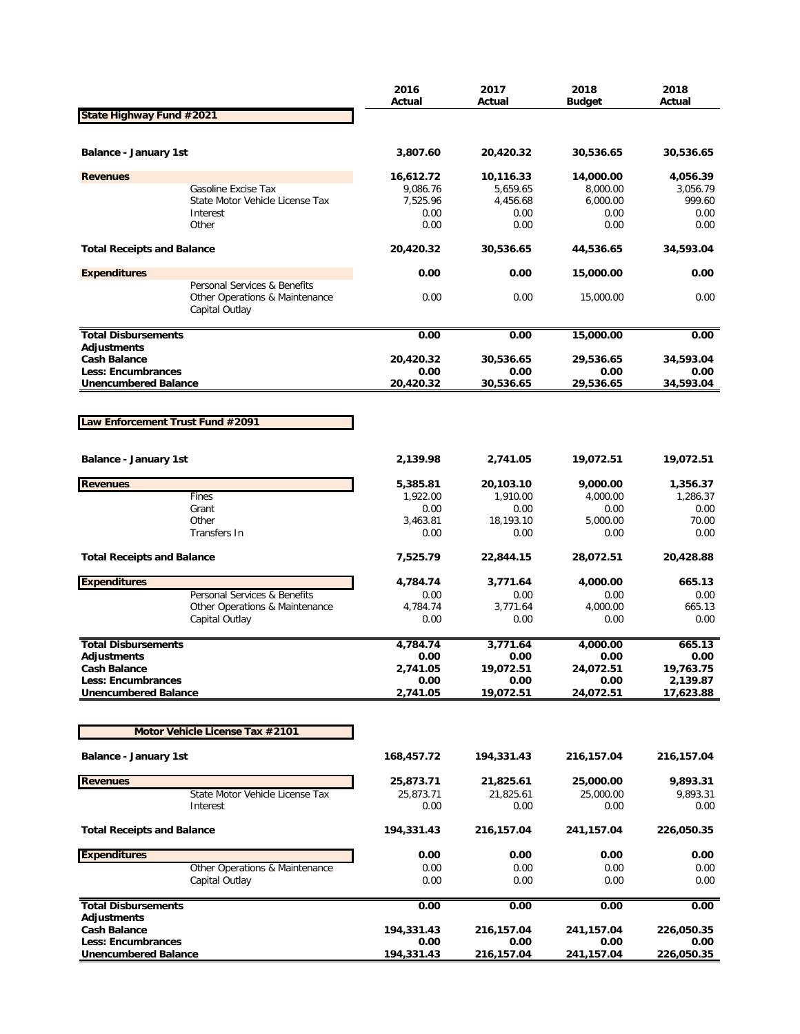## State Highway Fund #2021

| | 2016 Actual | 2017 Actual | 2018 Budget | 2018 Actual |
|---|---|---|---|---|
| **Balance - January 1st** | **3,807.60** | **20,420.32** | **30,536.65** | **30,536.65** |
| **Revenues** | **16,612.72** | **10,116.33** | **14,000.00** | **4,056.39** |
| Gasoline Excise Tax | 9,086.76 | 5,659.65 | 8,000.00 | 3,056.79 |
| State Motor Vehicle License Tax | 7,525.96 | 4,456.68 | 6,000.00 | 999.60 |
| Interest | 0.00 | 0.00 | 0.00 | 0.00 |
| Other | 0.00 | 0.00 | 0.00 | 0.00 |
| **Total Receipts and Balance** | **20,420.32** | **30,536.65** | **44,536.65** | **34,593.04** |
| **Expenditures** | **0.00** | **0.00** | **15,000.00** | **0.00** |
| Personal Services & Benefits | | | | |
| Other Operations & Maintenance | 0.00 | 0.00 | 15,000.00 | 0.00 |
| Capital Outlay | | | | |
| **Total Disbursements** | **0.00** | **0.00** | **15,000.00** | **0.00** |
| **Adjustments** | | | | |
| **Cash Balance** | **20,420.32** | **30,536.65** | **29,536.65** | **34,593.04** |
| **Less: Encumbrances** | **0.00** | **0.00** | **0.00** | **0.00** |
| **Unencumbered Balance** | **20,420.32** | **30,536.65** | **29,536.65** | **34,593.04** |

## Law Enforcement Trust Fund #2091

| | 2016 Actual | 2017 Actual | 2018 Budget | 2018 Actual |
|---|---|---|---|---|
| **Balance - January 1st** | **2,139.98** | **2,741.05** | **19,072.51** | **19,072.51** |
| **Revenues** | **5,385.81** | **20,103.10** | **9,000.00** | **1,356.37** |
| Fines | 1,922.00 | 1,910.00 | 4,000.00 | 1,286.37 |
| Grant | 0.00 | 0.00 | 0.00 | 0.00 |
| Other | 3,463.81 | 18,193.10 | 5,000.00 | 70.00 |
| Transfers In | 0.00 | 0.00 | 0.00 | 0.00 |
| **Total Receipts and Balance** | **7,525.79** | **22,844.15** | **28,072.51** | **20,428.88** |
| **Expenditures** | **4,784.74** | **3,771.64** | **4,000.00** | **665.13** |
| Personal Services & Benefits | 0.00 | 0.00 | 0.00 | 0.00 |
| Other Operations & Maintenance | 4,784.74 | 3,771.64 | 4,000.00 | 665.13 |
| Capital Outlay | 0.00 | 0.00 | 0.00 | 0.00 |
| **Total Disbursements** | **4,784.74** | **3,771.64** | **4,000.00** | **665.13** |
| **Adjustments** | **0.00** | **0.00** | **0.00** | **0.00** |
| **Cash Balance** | **2,741.05** | **19,072.51** | **24,072.51** | **19,763.75** |
| **Less: Encumbrances** | **0.00** | **0.00** | **0.00** | **2,139.87** |
| **Unencumbered Balance** | **2,741.05** | **19,072.51** | **24,072.51** | **17,623.88** |

## Motor Vehicle License Tax #2101

| | 2016 Actual | 2017 Actual | 2018 Budget | 2018 Actual |
|---|---|---|---|---|
| **Balance - January 1st** | **168,457.72** | **194,331.43** | **216,157.04** | **216,157.04** |
| **Revenues** | **25,873.71** | **21,825.61** | **25,000.00** | **9,893.31** |
| State Motor Vehicle License Tax | 25,873.71 | 21,825.61 | 25,000.00 | 9,893.31 |
| Interest | 0.00 | 0.00 | 0.00 | 0.00 |
| **Total Receipts and Balance** | **194,331.43** | **216,157.04** | **241,157.04** | **226,050.35** |
| **Expenditures** | **0.00** | **0.00** | **0.00** | **0.00** |
| Other Operations & Maintenance | 0.00 | 0.00 | 0.00 | 0.00 |
| Capital Outlay | 0.00 | 0.00 | 0.00 | 0.00 |
| **Total Disbursements** | **0.00** | **0.00** | **0.00** | **0.00** |
| **Adjustments** | | | | |
| **Cash Balance** | **194,331.43** | **216,157.04** | **241,157.04** | **226,050.35** |
| **Less: Encumbrances** | **0.00** | **0.00** | **0.00** | **0.00** |
| **Unencumbered Balance** | **194,331.43** | **216,157.04** | **241,157.04** | **226,050.35** |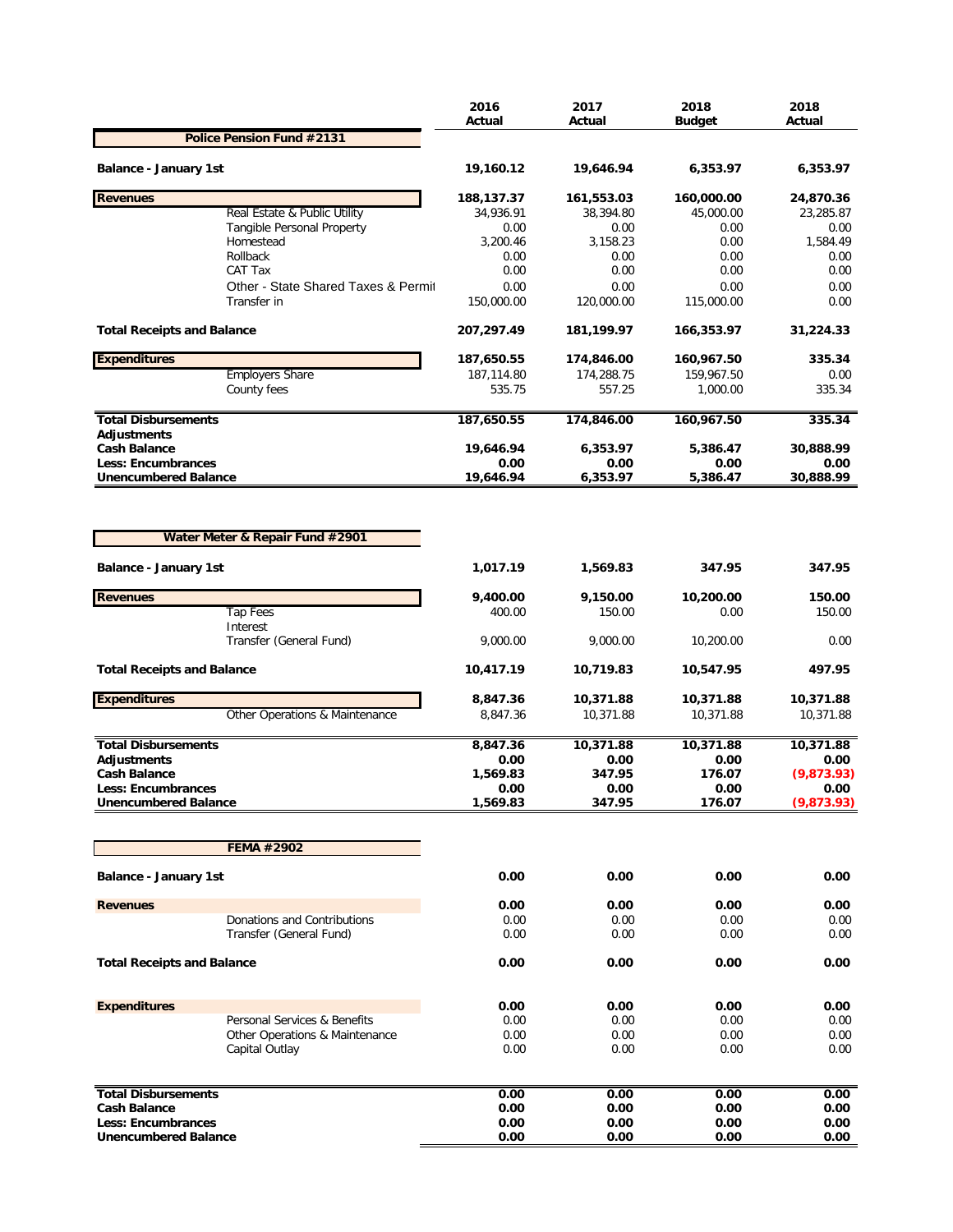| | 2016 Actual | 2017 Actual | 2018 Budget | 2018 Actual |
|---|---|---|---|---|
| **Police Pension Fund #2131** | | | | |
| **Balance - January 1st** | **19,160.12** | **19,646.94** | **6,353.97** | **6,353.97** |
| **Revenues** | **188,137.37** | **161,553.03** | **160,000.00** | **24,870.36** |
| Real Estate & Public Utility | 34,936.91 | 38,394.80 | 45,000.00 | 23,285.87 |
| Tangible Personal Property | 0.00 | 0.00 | 0.00 | 0.00 |
| Homestead | 3,200.46 | 3,158.23 | 0.00 | 1,584.49 |
| Rollback | 0.00 | 0.00 | 0.00 | 0.00 |
| CAT Tax | 0.00 | 0.00 | 0.00 | 0.00 |
| Other - State Shared Taxes & Permit | 0.00 | 0.00 | 0.00 | 0.00 |
| Transfer in | 150,000.00 | 120,000.00 | 115,000.00 | 0.00 |
| **Total Receipts and Balance** | **207,297.49** | **181,199.97** | **166,353.97** | **31,224.33** |
| **Expenditures** | **187,650.55** | **174,846.00** | **160,967.50** | **335.34** |
| Employers Share | 187,114.80 | 174,288.75 | 159,967.50 | 0.00 |
| County fees | 535.75 | 557.25 | 1,000.00 | 335.34 |
| **Total Disbursements** | **187,650.55** | **174,846.00** | **160,967.50** | **335.34** |
| **Adjustments** | | | | |
| **Cash Balance** | **19,646.94** | **6,353.97** | **5,386.47** | **30,888.99** |
| **Less: Encumbrances** | **0.00** | **0.00** | **0.00** | **0.00** |
| **Unencumbered Balance** | **19,646.94** | **6,353.97** | **5,386.47** | **30,888.99** |

| | 2016 Actual | 2017 Actual | 2018 Budget | 2018 Actual |
|---|---|---|---|---|
| **Water Meter & Repair Fund #2901** | | | | |
| **Balance - January 1st** | **1,017.19** | **1,569.83** | **347.95** | **347.95** |
| **Revenues** | **9,400.00** | **9,150.00** | **10,200.00** | **150.00** |
| Tap Fees | 400.00 | 150.00 | 0.00 | 150.00 |
| Interest | | | | |
| Transfer (General Fund) | 9,000.00 | 9,000.00 | 10,200.00 | 0.00 |
| **Total Receipts and Balance** | **10,417.19** | **10,719.83** | **10,547.95** | **497.95** |
| **Expenditures** | **8,847.36** | **10,371.88** | **10,371.88** | **10,371.88** |
| Other Operations & Maintenance | 8,847.36 | 10,371.88 | 10,371.88 | 10,371.88 |
| **Total Disbursements** | **8,847.36** | **10,371.88** | **10,371.88** | **10,371.88** |
| **Adjustments** | **0.00** | **0.00** | **0.00** | **0.00** |
| **Cash Balance** | **1,569.83** | **347.95** | **176.07** | **(9,873.93)** |
| **Less: Encumbrances** | **0.00** | **0.00** | **0.00** | **0.00** |
| **Unencumbered Balance** | **1,569.83** | **347.95** | **176.07** | **(9,873.93)** |

| | 2016 Actual | 2017 Actual | 2018 Budget | 2018 Actual |
|---|---|---|---|---|
| **FEMA #2902** | | | | |
| **Balance - January 1st** | **0.00** | **0.00** | **0.00** | **0.00** |
| **Revenues** | **0.00** | **0.00** | **0.00** | **0.00** |
| Donations and Contributions | 0.00 | 0.00 | 0.00 | 0.00 |
| Transfer (General Fund) | 0.00 | 0.00 | 0.00 | 0.00 |
| **Total Receipts and Balance** | **0.00** | **0.00** | **0.00** | **0.00** |
| **Expenditures** | **0.00** | **0.00** | **0.00** | **0.00** |
| Personal Services & Benefits | 0.00 | 0.00 | 0.00 | 0.00 |
| Other Operations & Maintenance | 0.00 | 0.00 | 0.00 | 0.00 |
| Capital Outlay | 0.00 | 0.00 | 0.00 | 0.00 |
| **Total Disbursements** | **0.00** | **0.00** | **0.00** | **0.00** |
| **Cash Balance** | **0.00** | **0.00** | **0.00** | **0.00** |
| **Less: Encumbrances** | **0.00** | **0.00** | **0.00** | **0.00** |
| **Unencumbered Balance** | **0.00** | **0.00** | **0.00** | **0.00** |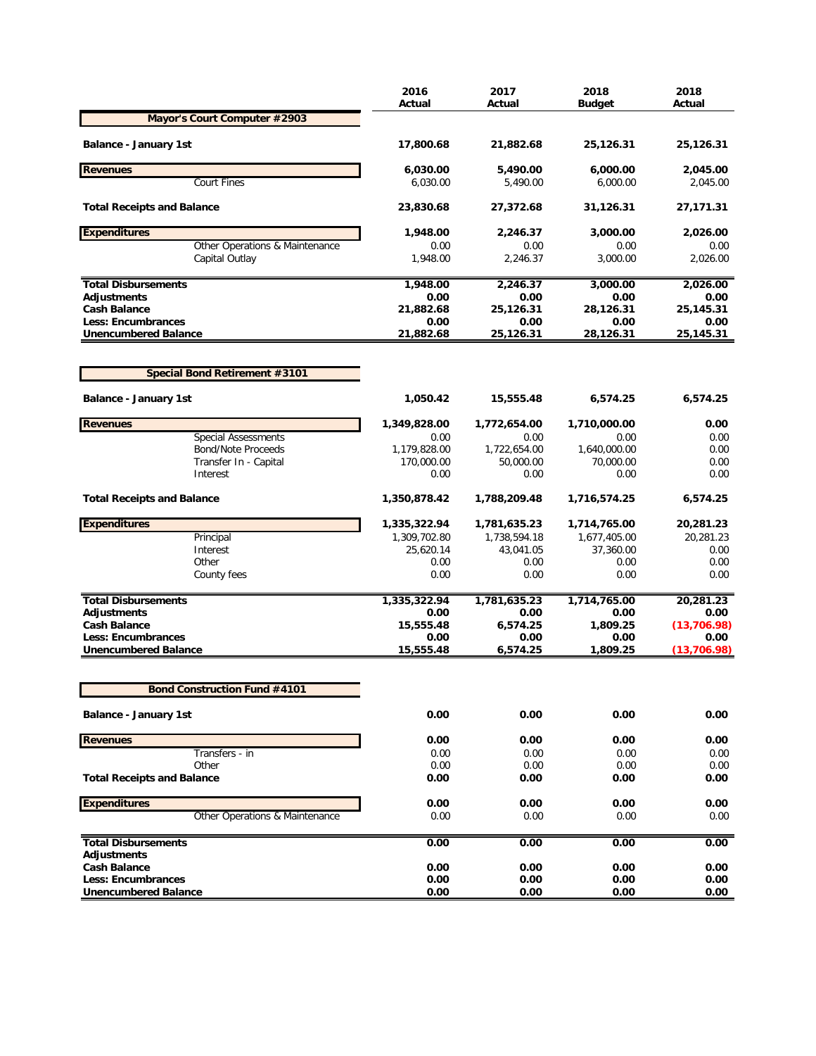| | 2016 Actual | 2017 Actual | 2018 Budget | 2018 Actual |
|---|---|---|---|---|
| **Mayor's Court Computer #2903** | | | | |
| **Balance - January 1st** | **17,800.68** | **21,882.68** | **25,126.31** | **25,126.31** |
| **Revenues** | **6,030.00** | **5,490.00** | **6,000.00** | **2,045.00** |
| Court Fines | 6,030.00 | 5,490.00 | 6,000.00 | 2,045.00 |
| **Total Receipts and Balance** | **23,830.68** | **27,372.68** | **31,126.31** | **27,171.31** |
| **Expenditures** | **1,948.00** | **2,246.37** | **3,000.00** | **2,026.00** |
| Other Operations & Maintenance | 0.00 | 0.00 | 0.00 | 0.00 |
| Capital Outlay | 1,948.00 | 2,246.37 | 3,000.00 | 2,026.00 |
| **Total Disbursements** | **1,948.00** | **2,246.37** | **3,000.00** | **2,026.00** |
| **Adjustments** | **0.00** | **0.00** | **0.00** | **0.00** |
| **Cash Balance** | **21,882.68** | **25,126.31** | **28,126.31** | **25,145.31** |
| **Less: Encumbrances** | **0.00** | **0.00** | **0.00** | **0.00** |
| **Unencumbered Balance** | **21,882.68** | **25,126.31** | **28,126.31** | **25,145.31** |

| | 2016 Actual | 2017 Actual | 2018 Budget | 2018 Actual |
|---|---|---|---|---|
| **Special Bond Retirement #3101** | | | | |
| **Balance - January 1st** | **1,050.42** | **15,555.48** | **6,574.25** | **6,574.25** |
| **Revenues** | **1,349,828.00** | **1,772,654.00** | **1,710,000.00** | **0.00** |
| Special Assessments | 0.00 | 0.00 | 0.00 | 0.00 |
| Bond/Note Proceeds | 1,179,828.00 | 1,722,654.00 | 1,640,000.00 | 0.00 |
| Transfer In - Capital | 170,000.00 | 50,000.00 | 70,000.00 | 0.00 |
| Interest | 0.00 | 0.00 | 0.00 | 0.00 |
| **Total Receipts and Balance** | **1,350,878.42** | **1,788,209.48** | **1,716,574.25** | **6,574.25** |
| **Expenditures** | **1,335,322.94** | **1,781,635.23** | **1,714,765.00** | **20,281.23** |
| Principal | 1,309,702.80 | 1,738,594.18 | 1,677,405.00 | 20,281.23 |
| Interest | 25,620.14 | 43,041.05 | 37,360.00 | 0.00 |
| Other | 0.00 | 0.00 | 0.00 | 0.00 |
| County fees | 0.00 | 0.00 | 0.00 | 0.00 |
| **Total Disbursements** | **1,335,322.94** | **1,781,635.23** | **1,714,765.00** | **20,281.23** |
| **Adjustments** | **0.00** | **0.00** | **0.00** | **0.00** |
| **Cash Balance** | **15,555.48** | **6,574.25** | **1,809.25** | **(13,706.98)** |
| **Less: Encumbrances** | **0.00** | **0.00** | **0.00** | **0.00** |
| **Unencumbered Balance** | **15,555.48** | **6,574.25** | **1,809.25** | **(13,706.98)** |

| | 2016 Actual | 2017 Actual | 2018 Budget | 2018 Actual |
|---|---|---|---|---|
| **Bond Construction Fund #4101** | | | | |
| **Balance - January 1st** | **0.00** | **0.00** | **0.00** | **0.00** |
| **Revenues** | **0.00** | **0.00** | **0.00** | **0.00** |
| Transfers - in | 0.00 | 0.00 | 0.00 | 0.00 |
| Other | 0.00 | 0.00 | 0.00 | 0.00 |
| **Total Receipts and Balance** | **0.00** | **0.00** | **0.00** | **0.00** |
| **Expenditures** | **0.00** | **0.00** | **0.00** | **0.00** |
| Other Operations & Maintenance | 0.00 | 0.00 | 0.00 | 0.00 |
| **Total Disbursements** | **0.00** | **0.00** | **0.00** | **0.00** |
| **Adjustments** | | | | |
| **Cash Balance** | **0.00** | **0.00** | **0.00** | **0.00** |
| **Less: Encumbrances** | **0.00** | **0.00** | **0.00** | **0.00** |
| **Unencumbered Balance** | **0.00** | **0.00** | **0.00** | **0.00** |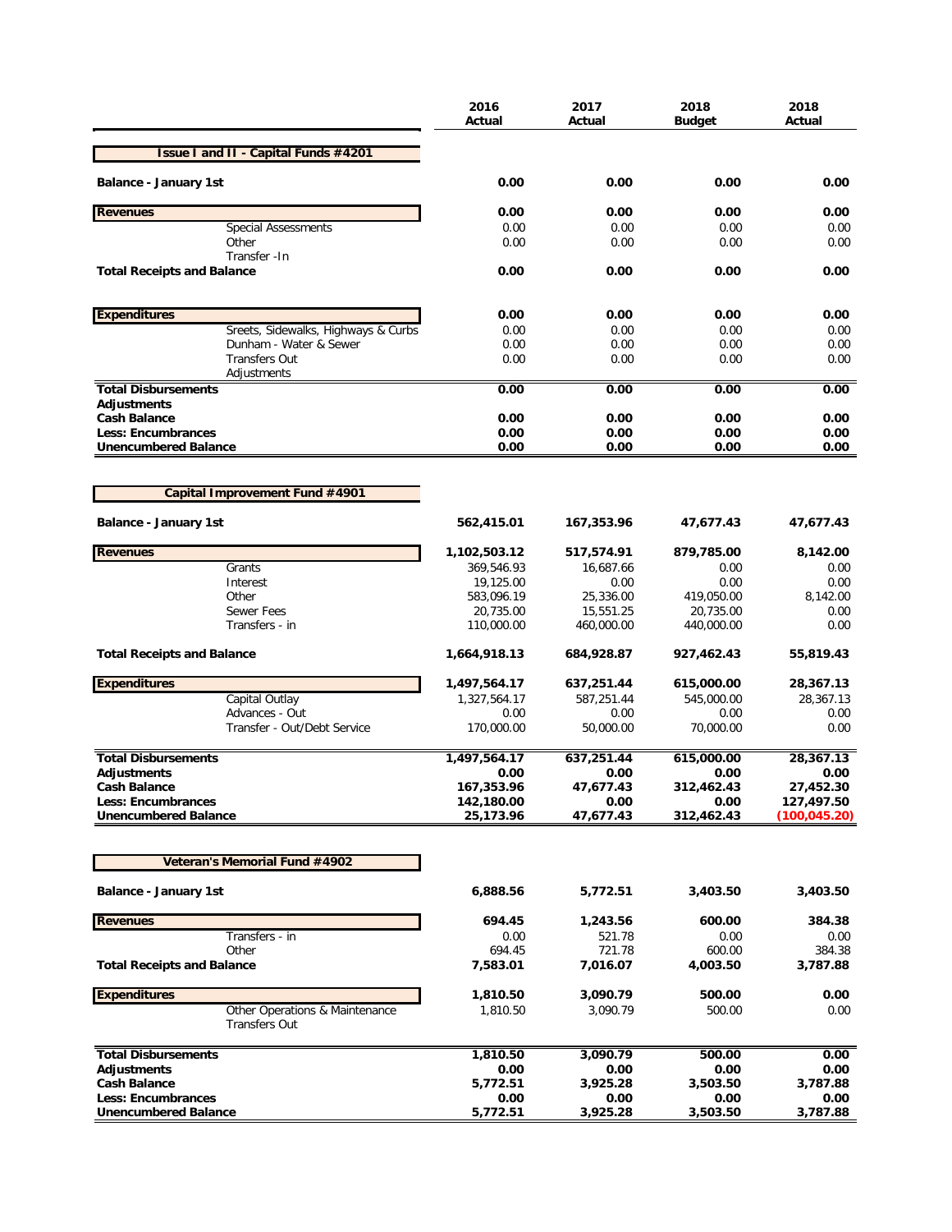| | 2016 Actual | 2017 Actual | 2018 Budget | 2018 Actual |
|---|---|---|---|---|
| **Issue I and II - Capital Funds #4201** | | | | |
| **Balance - January 1st** | **0.00** | **0.00** | **0.00** | **0.00** |
| **Revenues** | **0.00** | **0.00** | **0.00** | **0.00** |
| Special Assessments | 0.00 | 0.00 | 0.00 | 0.00 |
| Other | 0.00 | 0.00 | 0.00 | 0.00 |
| Transfer -In | | | | |
| **Total Receipts and Balance** | **0.00** | **0.00** | **0.00** | **0.00** |
| **Expenditures** | **0.00** | **0.00** | **0.00** | **0.00** |
| Sreets, Sidewalks, Highways & Curbs | 0.00 | 0.00 | 0.00 | 0.00 |
| Dunham - Water & Sewer | 0.00 | 0.00 | 0.00 | 0.00 |
| Transfers Out | 0.00 | 0.00 | 0.00 | 0.00 |
| Adjustments | | | | |
| **Total Disbursements** | **0.00** | **0.00** | **0.00** | **0.00** |
| **Adjustments** | | | | |
| **Cash Balance** | **0.00** | **0.00** | **0.00** | **0.00** |
| **Less: Encumbrances** | **0.00** | **0.00** | **0.00** | **0.00** |
| **Unencumbered Balance** | **0.00** | **0.00** | **0.00** | **0.00** |

| | 2016 Actual | 2017 Actual | 2018 Budget | 2018 Actual |
|---|---|---|---|---|
| **Capital Improvement Fund #4901** | | | | |
| **Balance - January 1st** | **562,415.01** | **167,353.96** | **47,677.43** | **47,677.43** |
| **Revenues** | **1,102,503.12** | **517,574.91** | **879,785.00** | **8,142.00** |
| Grants | 369,546.93 | 16,687.66 | 0.00 | 0.00 |
| Interest | 19,125.00 | 0.00 | 0.00 | 0.00 |
| Other | 583,096.19 | 25,336.00 | 419,050.00 | 8,142.00 |
| Sewer Fees | 20,735.00 | 15,551.25 | 20,735.00 | 0.00 |
| Transfers - in | 110,000.00 | 460,000.00 | 440,000.00 | 0.00 |
| **Total Receipts and Balance** | **1,664,918.13** | **684,928.87** | **927,462.43** | **55,819.43** |
| **Expenditures** | **1,497,564.17** | **637,251.44** | **615,000.00** | **28,367.13** |
| Capital Outlay | 1,327,564.17 | 587,251.44 | 545,000.00 | 28,367.13 |
| Advances - Out | 0.00 | 0.00 | 0.00 | 0.00 |
| Transfer - Out/Debt Service | 170,000.00 | 50,000.00 | 70,000.00 | 0.00 |
| **Total Disbursements** | **1,497,564.17** | **637,251.44** | **615,000.00** | **28,367.13** |
| **Adjustments** | **0.00** | **0.00** | **0.00** | **0.00** |
| **Cash Balance** | **167,353.96** | **47,677.43** | **312,462.43** | **27,452.30** |
| **Less: Encumbrances** | **142,180.00** | **0.00** | **0.00** | **127,497.50** |
| **Unencumbered Balance** | **25,173.96** | **47,677.43** | **312,462.43** | **(100,045.20)** |

| | 2016 Actual | 2017 Actual | 2018 Budget | 2018 Actual |
|---|---|---|---|---|
| **Veteran's Memorial Fund #4902** | | | | |
| **Balance - January 1st** | **6,888.56** | **5,772.51** | **3,403.50** | **3,403.50** |
| **Revenues** | **694.45** | **1,243.56** | **600.00** | **384.38** |
| Transfers - in | 0.00 | 521.78 | 0.00 | 0.00 |
| Other | 694.45 | 721.78 | 600.00 | 384.38 |
| **Total Receipts and Balance** | **7,583.01** | **7,016.07** | **4,003.50** | **3,787.88** |
| **Expenditures** | **1,810.50** | **3,090.79** | **500.00** | **0.00** |
| Other Operations & Maintenance | 1,810.50 | 3,090.79 | 500.00 | 0.00 |
| Transfers Out | | | | |
| **Total Disbursements** | **1,810.50** | **3,090.79** | **500.00** | **0.00** |
| **Adjustments** | **0.00** | **0.00** | **0.00** | **0.00** |
| **Cash Balance** | **5,772.51** | **3,925.28** | **3,503.50** | **3,787.88** |
| **Less: Encumbrances** | **0.00** | **0.00** | **0.00** | **0.00** |
| **Unencumbered Balance** | **5,772.51** | **3,925.28** | **3,503.50** | **3,787.88** |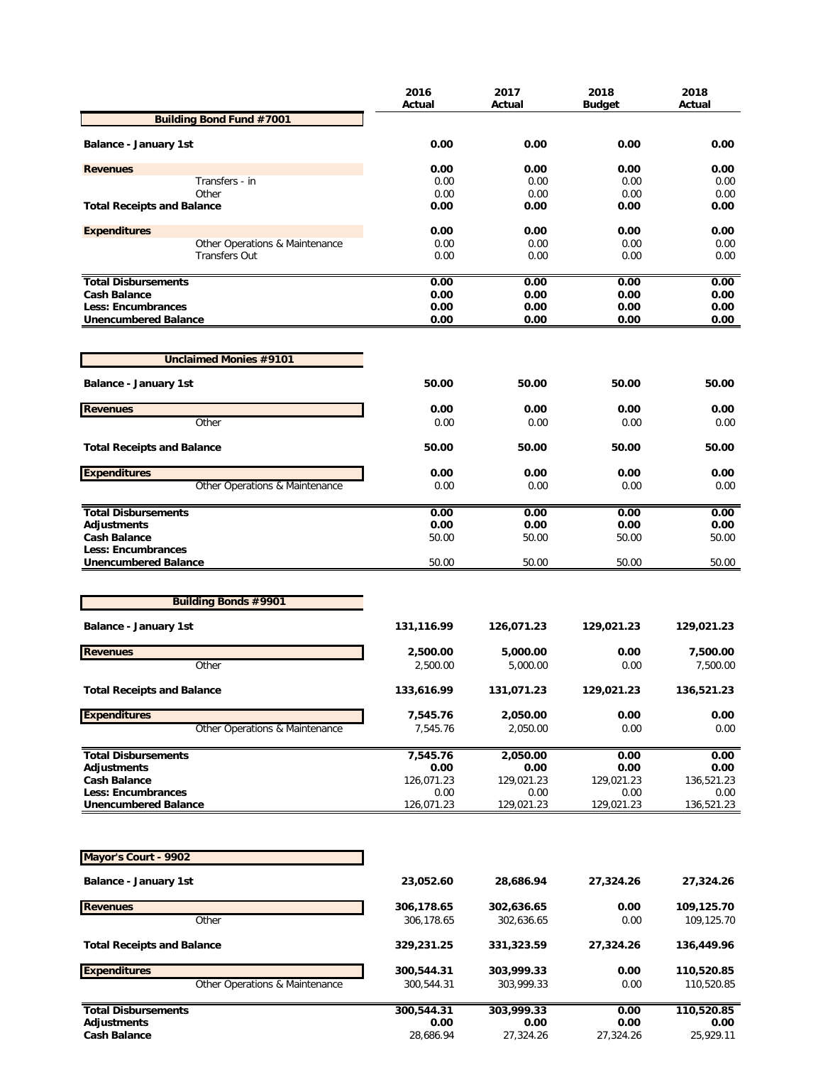| | 2016 Actual | 2017 Actual | 2018 Budget | 2018 Actual |
|---|---|---|---|---|
| **Building Bond Fund #7001** | | | | |
| **Balance - January 1st** | **0.00** | **0.00** | **0.00** | **0.00** |
| **Revenues** | **0.00** | **0.00** | **0.00** | **0.00** |
| Transfers - in | 0.00 | 0.00 | 0.00 | 0.00 |
| Other | 0.00 | 0.00 | 0.00 | 0.00 |
| **Total Receipts and Balance** | **0.00** | **0.00** | **0.00** | **0.00** |
| **Expenditures** | **0.00** | **0.00** | **0.00** | **0.00** |
| Other Operations & Maintenance | 0.00 | 0.00 | 0.00 | 0.00 |
| Transfers Out | 0.00 | 0.00 | 0.00 | 0.00 |
| **Total Disbursements** | **0.00** | **0.00** | **0.00** | **0.00** |
| **Cash Balance** | **0.00** | **0.00** | **0.00** | **0.00** |
| **Less: Encumbrances** | **0.00** | **0.00** | **0.00** | **0.00** |
| **Unencumbered Balance** | **0.00** | **0.00** | **0.00** | **0.00** |

| | 2016 Actual | 2017 Actual | 2018 Budget | 2018 Actual |
|---|---|---|---|---|
| **Unclaimed Monies #9101** | | | | |
| **Balance - January 1st** | **50.00** | **50.00** | **50.00** | **50.00** |
| **Revenues** | **0.00** | **0.00** | **0.00** | **0.00** |
| Other | 0.00 | 0.00 | 0.00 | 0.00 |
| **Total Receipts and Balance** | **50.00** | **50.00** | **50.00** | **50.00** |
| **Expenditures** | **0.00** | **0.00** | **0.00** | **0.00** |
| Other Operations & Maintenance | 0.00 | 0.00 | 0.00 | 0.00 |
| **Total Disbursements** | **0.00** | **0.00** | **0.00** | **0.00** |
| **Adjustments** | **0.00** | **0.00** | **0.00** | **0.00** |
| **Cash Balance** | 50.00 | 50.00 | 50.00 | 50.00 |
| **Less: Encumbrances** | | | | |
| **Unencumbered Balance** | 50.00 | 50.00 | 50.00 | 50.00 |

| | 2016 Actual | 2017 Actual | 2018 Budget | 2018 Actual |
|---|---|---|---|---|
| **Building Bonds #9901** | | | | |
| **Balance - January 1st** | **131,116.99** | **126,071.23** | **129,021.23** | **129,021.23** |
| **Revenues** | **2,500.00** | **5,000.00** | **0.00** | **7,500.00** |
| Other | 2,500.00 | 5,000.00 | 0.00 | 7,500.00 |
| **Total Receipts and Balance** | **133,616.99** | **131,071.23** | **129,021.23** | **136,521.23** |
| **Expenditures** | **7,545.76** | **2,050.00** | **0.00** | **0.00** |
| Other Operations & Maintenance | 7,545.76 | 2,050.00 | 0.00 | 0.00 |
| **Total Disbursements** | **7,545.76** | **2,050.00** | **0.00** | **0.00** |
| **Adjustments** | **0.00** | **0.00** | **0.00** | **0.00** |
| **Cash Balance** | 126,071.23 | 129,021.23 | 129,021.23 | 136,521.23 |
| **Less: Encumbrances** | 0.00 | 0.00 | 0.00 | 0.00 |
| **Unencumbered Balance** | 126,071.23 | 129,021.23 | 129,021.23 | 136,521.23 |

| | 2016 Actual | 2017 Actual | 2018 Budget | 2018 Actual |
|---|---|---|---|---|
| **Mayor's Court - 9902** | | | | |
| **Balance - January 1st** | **23,052.60** | **28,686.94** | **27,324.26** | **27,324.26** |
| **Revenues** | **306,178.65** | **302,636.65** | **0.00** | **109,125.70** |
| Other | 306,178.65 | 302,636.65 | 0.00 | 109,125.70 |
| **Total Receipts and Balance** | **329,231.25** | **331,323.59** | **27,324.26** | **136,449.96** |
| **Expenditures** | **300,544.31** | **303,999.33** | **0.00** | **110,520.85** |
| Other Operations & Maintenance | 300,544.31 | 303,999.33 | 0.00 | 110,520.85 |
| **Total Disbursements** | **300,544.31** | **303,999.33** | **0.00** | **110,520.85** |
| **Adjustments** | **0.00** | **0.00** | **0.00** | **0.00** |
| **Cash Balance** | 28,686.94 | 27,324.26 | 27,324.26 | 25,929.11 |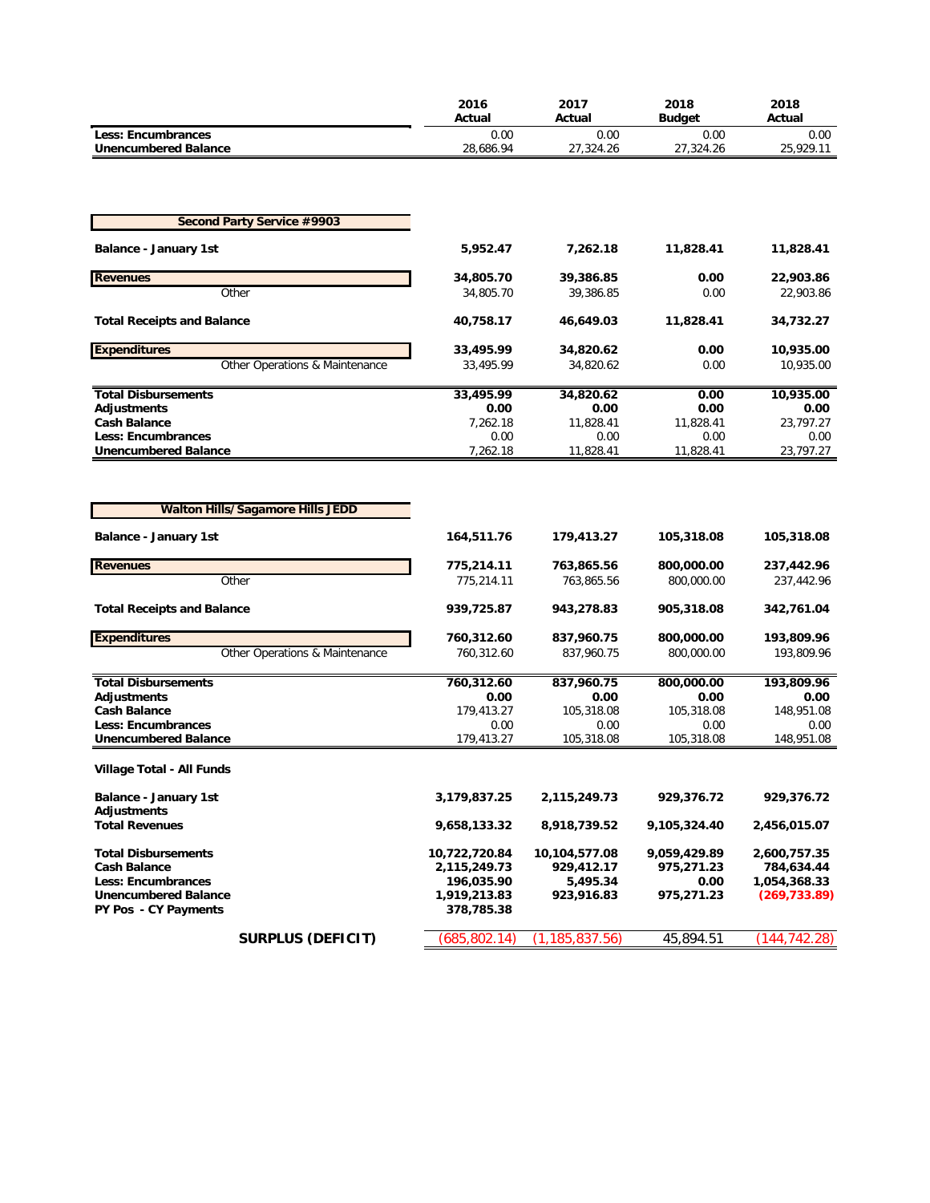| | 2016 Actual | 2017 Actual | 2018 Budget | 2018 Actual |
|---|---|---|---|---|
| **Less: Encumbrances** | 0.00 | 0.00 | 0.00 | 0.00 |
| **Unencumbered Balance** | 28,686.94 | 27,324.26 | 27,324.26 | 25,929.11 |

| **Second Party Service #9903** | | | | |
|---|---|---|---|---|
| **Balance - January 1st** | **5,952.47** | **7,262.18** | **11,828.41** | **11,828.41** |
| **Revenues** | **34,805.70** | **39,386.85** | **0.00** | **22,903.86** |
| Other | 34,805.70 | 39,386.85 | 0.00 | 22,903.86 |
| **Total Receipts and Balance** | **40,758.17** | **46,649.03** | **11,828.41** | **34,732.27** |
| **Expenditures** | **33,495.99** | **34,820.62** | **0.00** | **10,935.00** |
| Other Operations & Maintenance | 33,495.99 | 34,820.62 | 0.00 | 10,935.00 |
| **Total Disbursements** | **33,495.99** | **34,820.62** | **0.00** | **10,935.00** |
| **Adjustments** | **0.00** | **0.00** | **0.00** | **0.00** |
| **Cash Balance** | 7,262.18 | 11,828.41 | 11,828.41 | 23,797.27 |
| **Less: Encumbrances** | 0.00 | 0.00 | 0.00 | 0.00 |
| **Unencumbered Balance** | 7,262.18 | 11,828.41 | 11,828.41 | 23,797.27 |

| **Walton Hills/Sagamore Hills JEDD** | | | | |
|---|---|---|---|---|
| **Balance - January 1st** | **164,511.76** | **179,413.27** | **105,318.08** | **105,318.08** |
| **Revenues** | **775,214.11** | **763,865.56** | **800,000.00** | **237,442.96** |
| Other | 775,214.11 | 763,865.56 | 800,000.00 | 237,442.96 |
| **Total Receipts and Balance** | **939,725.87** | **943,278.83** | **905,318.08** | **342,761.04** |
| **Expenditures** | **760,312.60** | **837,960.75** | **800,000.00** | **193,809.96** |
| Other Operations & Maintenance | 760,312.60 | 837,960.75 | 800,000.00 | 193,809.96 |
| **Total Disbursements** | **760,312.60** | **837,960.75** | **800,000.00** | **193,809.96** |
| **Adjustments** | **0.00** | **0.00** | **0.00** | **0.00** |
| **Cash Balance** | 179,413.27 | 105,318.08 | 105,318.08 | 148,951.08 |
| **Less: Encumbrances** | 0.00 | 0.00 | 0.00 | 0.00 |
| **Unencumbered Balance** | 179,413.27 | 105,318.08 | 105,318.08 | 148,951.08 |

| **Village Total - All Funds** | | | | |
|---|---|---|---|---|
| **Balance - January 1st** | **3,179,837.25** | **2,115,249.73** | **929,376.72** | **929,376.72** |
| **Adjustments** | | | | |
| **Total Revenues** | **9,658,133.32** | **8,918,739.52** | **9,105,324.40** | **2,456,015.07** |
| **Total Disbursements** | **10,722,720.84** | **10,104,577.08** | **9,059,429.89** | **2,600,757.35** |
| **Cash Balance** | **2,115,249.73** | **929,412.17** | **975,271.23** | **784,634.44** |
| **Less: Encumbrances** | **196,035.90** | **5,495.34** | **0.00** | **1,054,368.33** |
| **Unencumbered Balance** | **1,919,213.83** | **923,916.83** | **975,271.23** | **(269,733.89)** |
| **PY Pos - CY Payments** | **378,785.38** | | | |
| **SURPLUS (DEFICIT)** | (685,802.14) | (1,185,837.56) | 45,894.51 | (144,742.28) |